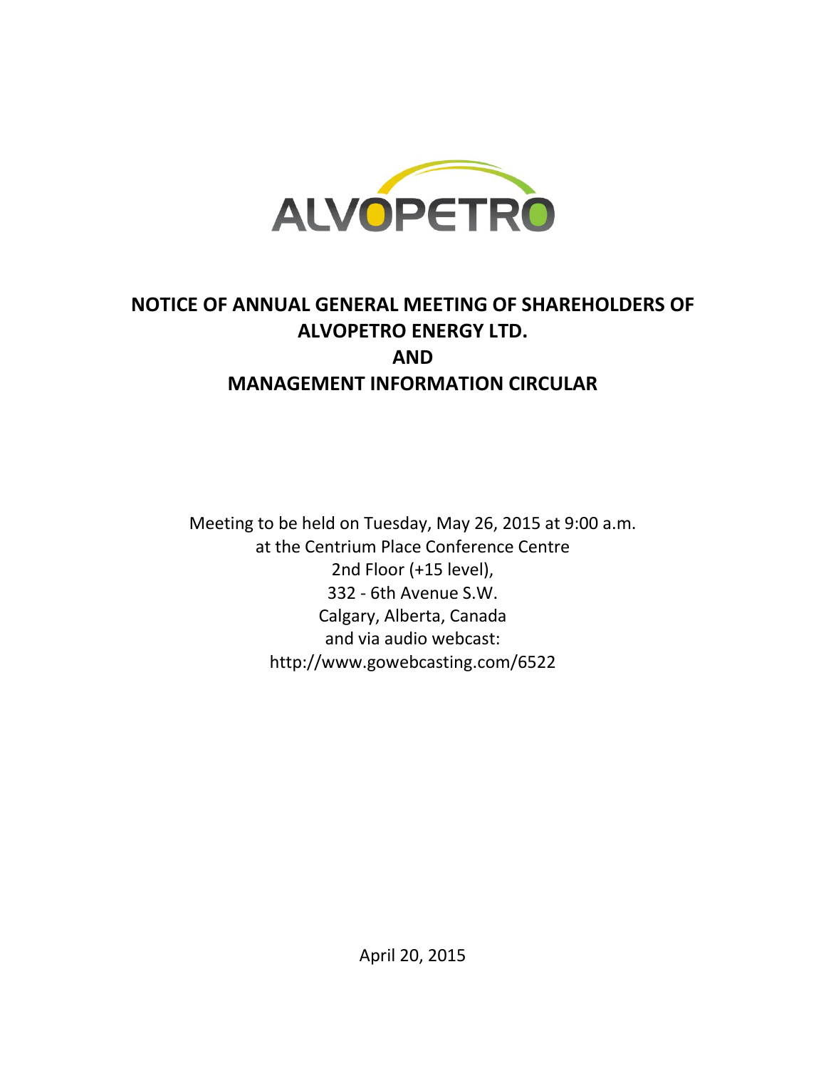ALVOPETRO

# NOTICE OF ANNUAL GENERAL MEETING OF SHAREHOLDERS OF ALVOPETRO ENERGY LTD. AND MANAGEMENT INFORMATION CIRCULAR

Meeting to be held on Tuesday, May 26, 2015 at 9:00 a.m.
at the Centrium Place Conference Centre
2nd Floor (+15 level),
332 - 6th Avenue S.W.
Calgary, Alberta, Canada
and via audio webcast:
http://www.gowebcasting.com/6522

April 20, 2015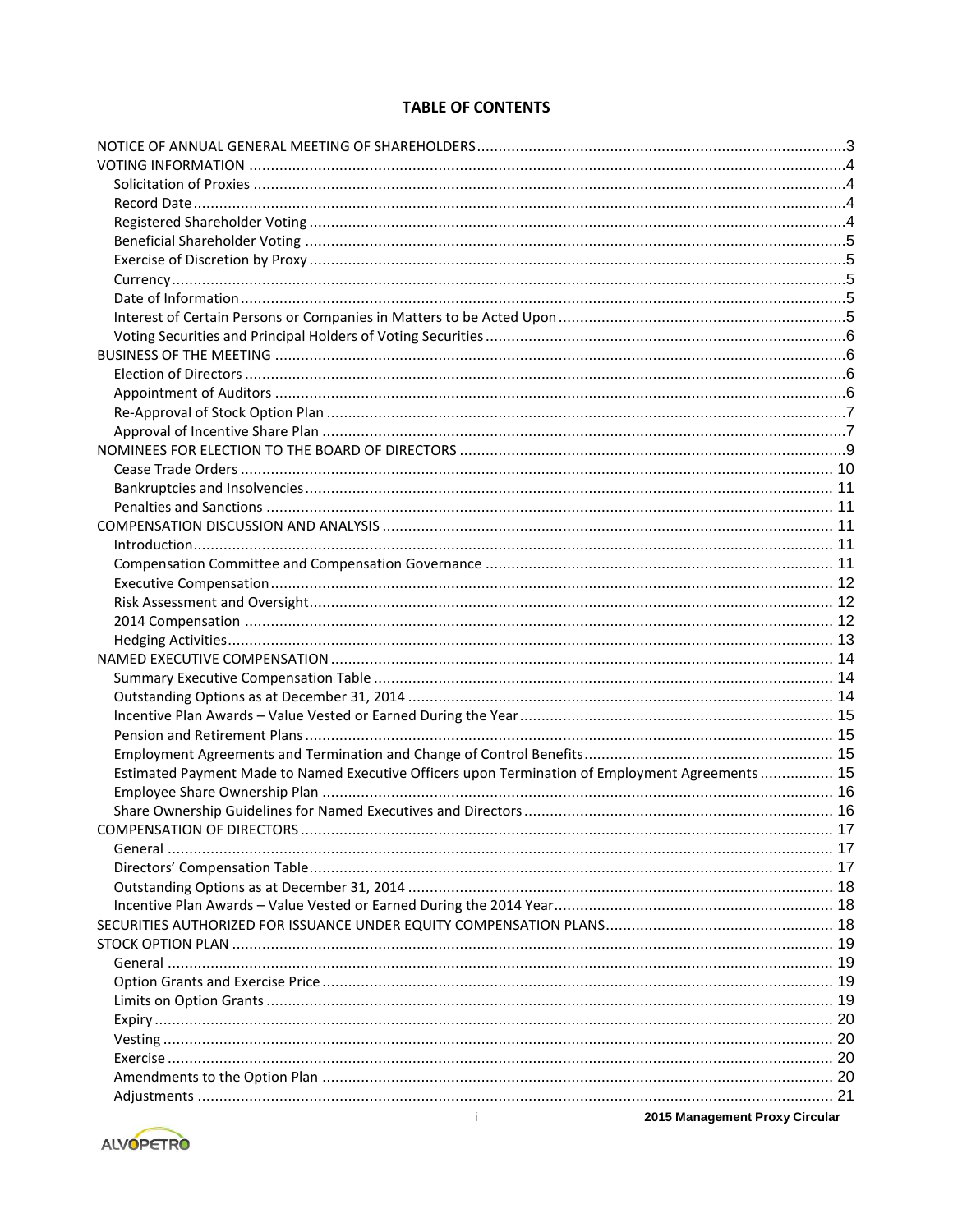## TABLE OF CONTENTS

NOTICE OF ANNUAL GENERAL MEETING OF SHAREHOLDERS ..... 3
VOTING INFORMATION ..... 4
- Solicitation of Proxies ..... 4
- Record Date ..... 4
- Registered Shareholder Voting ..... 4
- Beneficial Shareholder Voting ..... 5
- Exercise of Discretion by Proxy ..... 5
- Currency ..... 5
- Date of Information ..... 5
- Interest of Certain Persons or Companies in Matters to be Acted Upon ..... 5
- Voting Securities and Principal Holders of Voting Securities ..... 6

BUSINESS OF THE MEETING ..... 6
- Election of Directors ..... 6
- Appointment of Auditors ..... 6
- Re-Approval of Stock Option Plan ..... 7
- Approval of Incentive Share Plan ..... 7

NOMINEES FOR ELECTION TO THE BOARD OF DIRECTORS ..... 9
- Cease Trade Orders ..... 10
- Bankruptcies and Insolvencies ..... 11
- Penalties and Sanctions ..... 11

COMPENSATION DISCUSSION AND ANALYSIS ..... 11
- Introduction ..... 11
- Compensation Committee and Compensation Governance ..... 11
- Executive Compensation ..... 12
- Risk Assessment and Oversight ..... 12
- 2014 Compensation ..... 12
- Hedging Activities ..... 13

NAMED EXECUTIVE COMPENSATION ..... 14
- Summary Executive Compensation Table ..... 14
- Outstanding Options as at December 31, 2014 ..... 14
- Incentive Plan Awards – Value Vested or Earned During the Year ..... 15
- Pension and Retirement Plans ..... 15
- Employment Agreements and Termination and Change of Control Benefits ..... 15
- Estimated Payment Made to Named Executive Officers upon Termination of Employment Agreements ..... 15
- Employee Share Ownership Plan ..... 16
- Share Ownership Guidelines for Named Executives and Directors ..... 16

COMPENSATION OF DIRECTORS ..... 17
- General ..... 17
- Directors' Compensation Table ..... 17
- Outstanding Options as at December 31, 2014 ..... 18
- Incentive Plan Awards – Value Vested or Earned During the 2014 Year ..... 18

SECURITIES AUTHORIZED FOR ISSUANCE UNDER EQUITY COMPENSATION PLANS ..... 18
STOCK OPTION PLAN ..... 19
- General ..... 19
- Option Grants and Exercise Price ..... 19
- Limits on Option Grants ..... 19
- Expiry ..... 20
- Vesting ..... 20
- Exercise ..... 20
- Amendments to the Option Plan ..... 20
- Adjustments ..... 21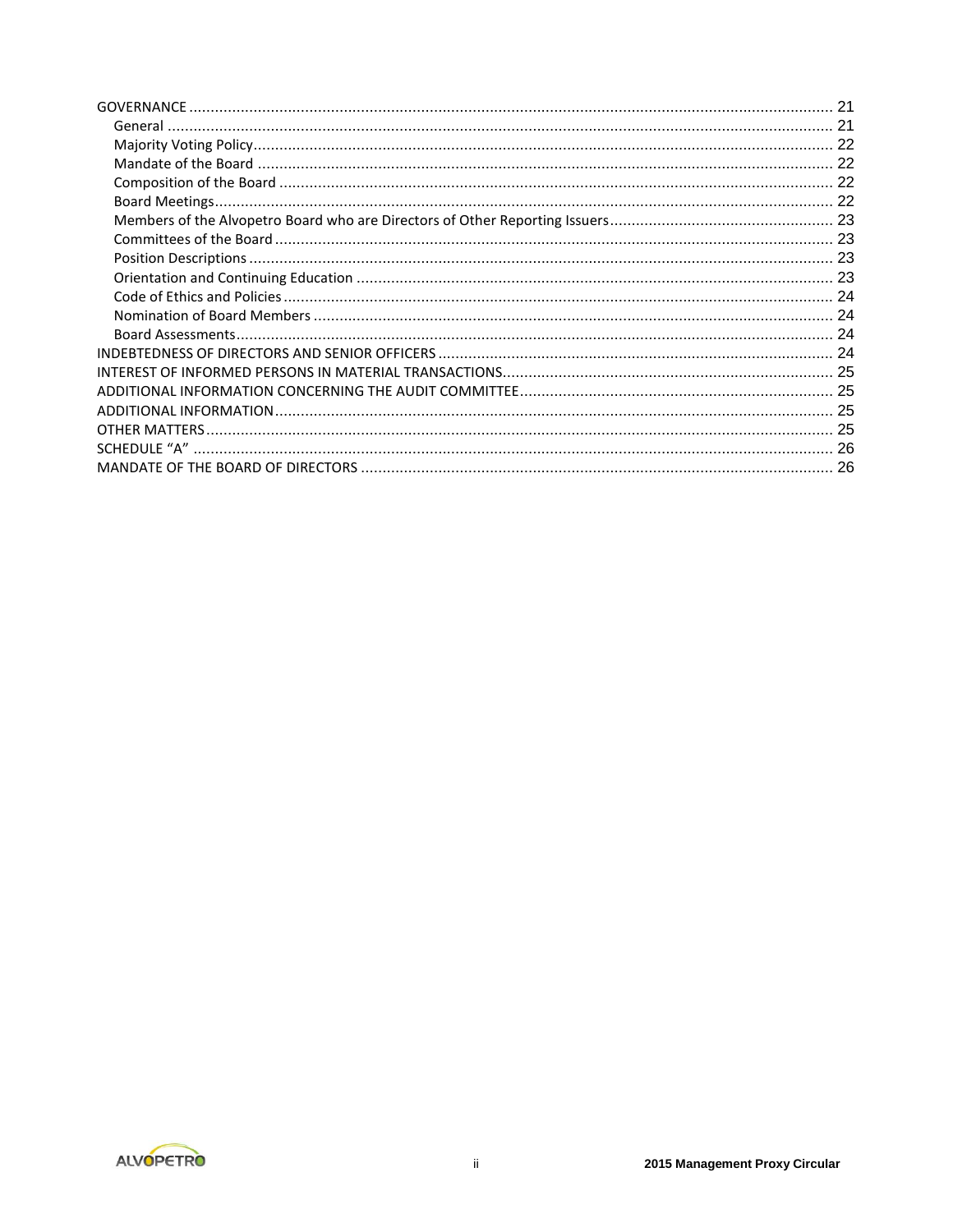GOVERNANCE ..................................................................................................................................... 21
- General ......................................................................................................................................... 21
- Majority Voting Policy...................................................................................................................... 22
- Mandate of the Board ..................................................................................................................... 22
- Composition of the Board ................................................................................................................ 22
- Board Meetings............................................................................................................................... 22
- Members of the Alvopetro Board who are Directors of Other Reporting Issuers.................................................... 23
- Committees of the Board ................................................................................................................. 23
- Position Descriptions ....................................................................................................................... 23
- Orientation and Continuing Education .............................................................................................. 23
- Code of Ethics and Policies ............................................................................................................... 24
- Nomination of Board Members ........................................................................................................ 24
- Board Assessments.......................................................................................................................... 24

INDEBTEDNESS OF DIRECTORS AND SENIOR OFFICERS ........................................................................... 24

INTEREST OF INFORMED PERSONS IN MATERIAL TRANSACTIONS............................................................................ 25

ADDITIONAL INFORMATION CONCERNING THE AUDIT COMMITTEE........................................................................ 25

ADDITIONAL INFORMATION................................................................................................................. 25

OTHER MATTERS................................................................................................................................. 25

SCHEDULE “A” .................................................................................................................................... 26

MANDATE OF THE BOARD OF DIRECTORS ............................................................................................. 26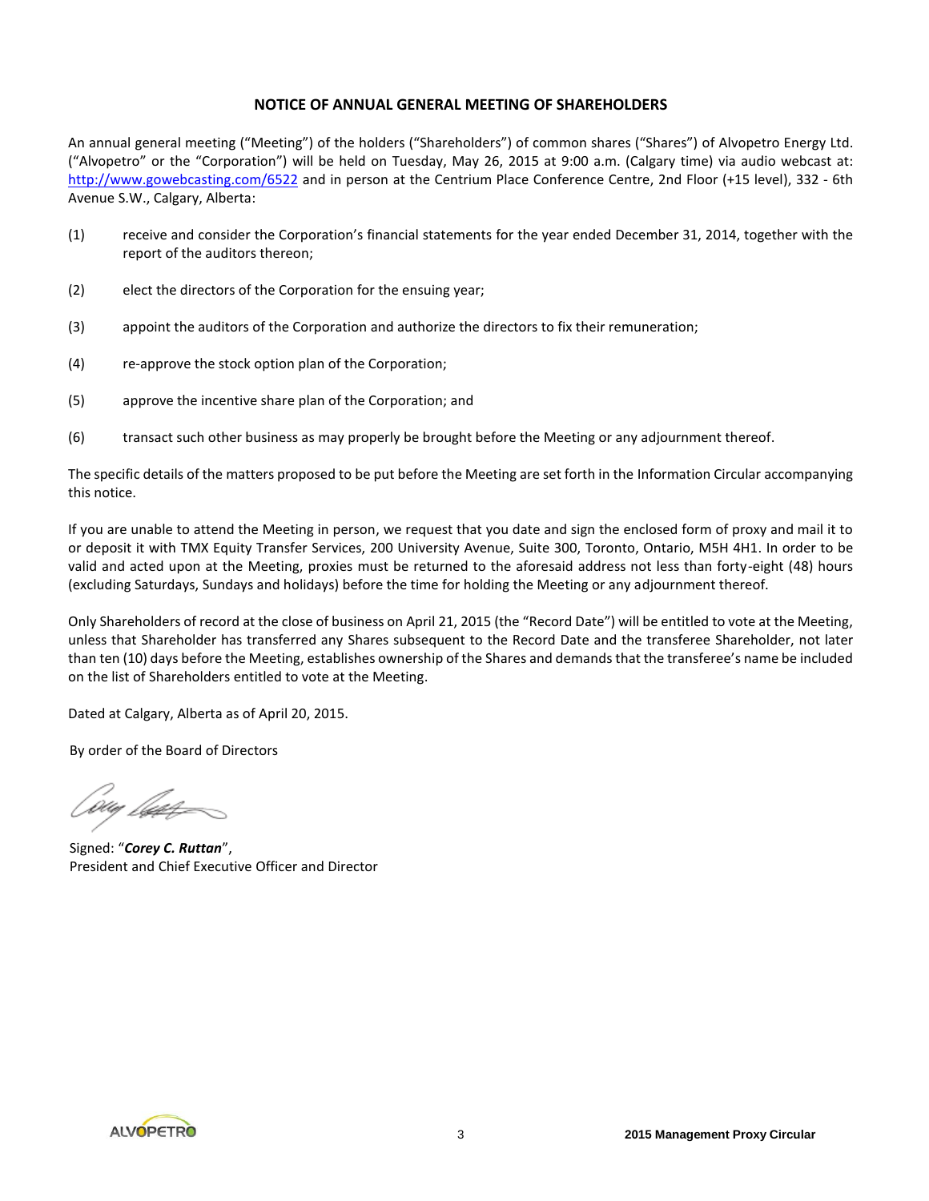## NOTICE OF ANNUAL GENERAL MEETING OF SHAREHOLDERS

An annual general meeting ("Meeting") of the holders ("Shareholders") of common shares ("Shares") of Alvopetro Energy Ltd. ("Alvopetro" or the "Corporation") will be held on Tuesday, May 26, 2015 at 9:00 a.m. (Calgary time) via audio webcast at: http://www.gowebcasting.com/6522 and in person at the Centrium Place Conference Centre, 2nd Floor (+15 level), 332 - 6th Avenue S.W., Calgary, Alberta:

(1) receive and consider the Corporation's financial statements for the year ended December 31, 2014, together with the report of the auditors thereon;

(2) elect the directors of the Corporation for the ensuing year;

(3) appoint the auditors of the Corporation and authorize the directors to fix their remuneration;

(4) re-approve the stock option plan of the Corporation;

(5) approve the incentive share plan of the Corporation; and

(6) transact such other business as may properly be brought before the Meeting or any adjournment thereof.

The specific details of the matters proposed to be put before the Meeting are set forth in the Information Circular accompanying this notice.

If you are unable to attend the Meeting in person, we request that you date and sign the enclosed form of proxy and mail it to or deposit it with TMX Equity Transfer Services, 200 University Avenue, Suite 300, Toronto, Ontario, M5H 4H1. In order to be valid and acted upon at the Meeting, proxies must be returned to the aforesaid address not less than forty-eight (48) hours (excluding Saturdays, Sundays and holidays) before the time for holding the Meeting or any adjournment thereof.

Only Shareholders of record at the close of business on April 21, 2015 (the "Record Date") will be entitled to vote at the Meeting, unless that Shareholder has transferred any Shares subsequent to the Record Date and the transferee Shareholder, not later than ten (10) days before the Meeting, establishes ownership of the Shares and demands that the transferee's name be included on the list of Shareholders entitled to vote at the Meeting.

Dated at Calgary, Alberta as of April 20, 2015.

By order of the Board of Directors

Signed: "***Corey C. Ruttan***",
President and Chief Executive Officer and Director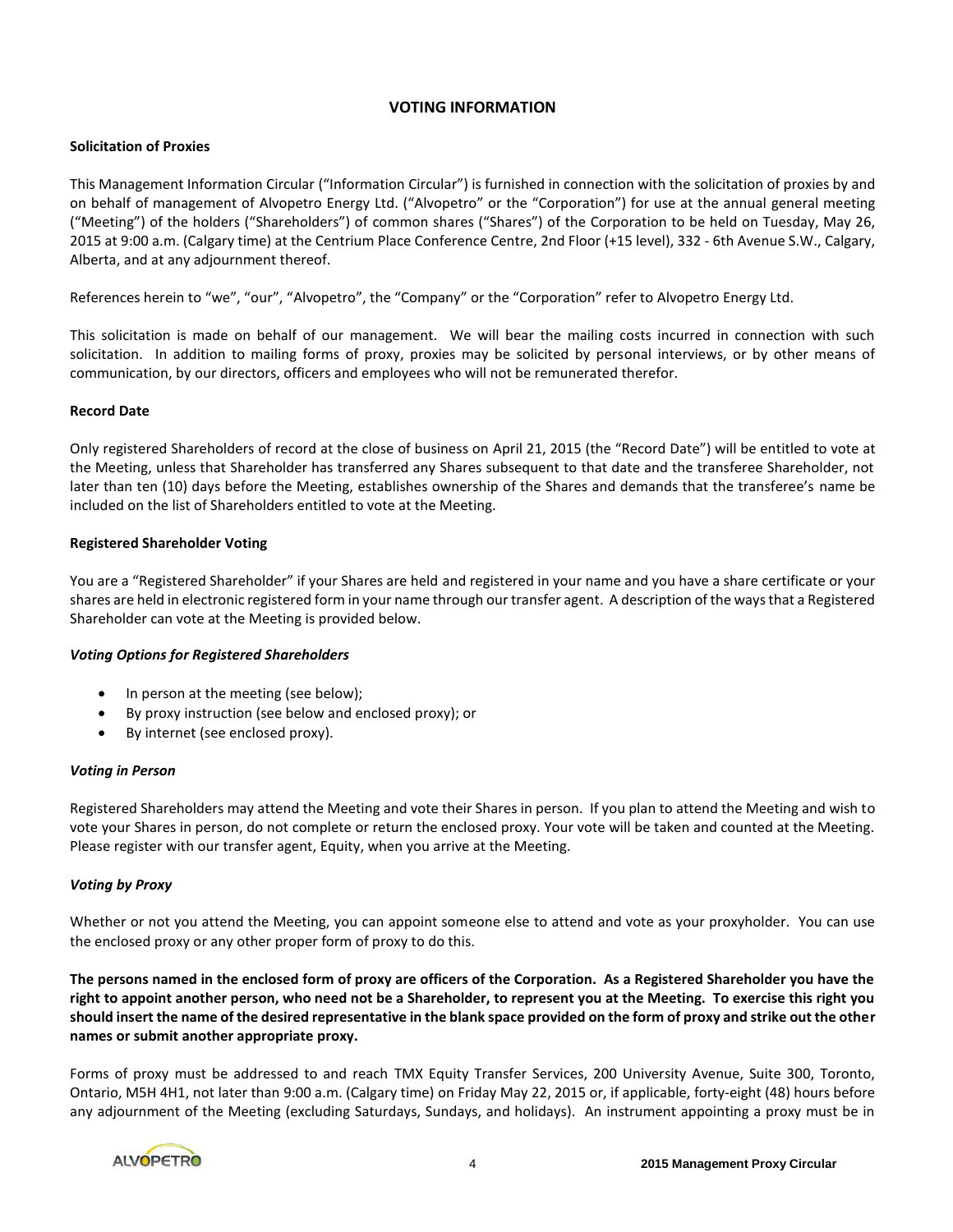## VOTING INFORMATION

**Solicitation of Proxies**

This Management Information Circular ("Information Circular") is furnished in connection with the solicitation of proxies by and on behalf of management of Alvopetro Energy Ltd. ("Alvopetro" or the "Corporation") for use at the annual general meeting ("Meeting") of the holders ("Shareholders") of common shares ("Shares") of the Corporation to be held on Tuesday, May 26, 2015 at 9:00 a.m. (Calgary time) at the Centrium Place Conference Centre, 2nd Floor (+15 level), 332 - 6th Avenue S.W., Calgary, Alberta, and at any adjournment thereof.

References herein to "we", "our", "Alvopetro", the "Company" or the "Corporation" refer to Alvopetro Energy Ltd.

This solicitation is made on behalf of our management. We will bear the mailing costs incurred in connection with such solicitation. In addition to mailing forms of proxy, proxies may be solicited by personal interviews, or by other means of communication, by our directors, officers and employees who will not be remunerated therefor.

**Record Date**

Only registered Shareholders of record at the close of business on April 21, 2015 (the "Record Date") will be entitled to vote at the Meeting, unless that Shareholder has transferred any Shares subsequent to that date and the transferee Shareholder, not later than ten (10) days before the Meeting, establishes ownership of the Shares and demands that the transferee's name be included on the list of Shareholders entitled to vote at the Meeting.

**Registered Shareholder Voting**

You are a "Registered Shareholder" if your Shares are held and registered in your name and you have a share certificate or your shares are held in electronic registered form in your name through our transfer agent. A description of the ways that a Registered Shareholder can vote at the Meeting is provided below.

***Voting Options for Registered Shareholders***

- In person at the meeting (see below);
- By proxy instruction (see below and enclosed proxy); or
- By internet (see enclosed proxy).

***Voting in Person***

Registered Shareholders may attend the Meeting and vote their Shares in person. If you plan to attend the Meeting and wish to vote your Shares in person, do not complete or return the enclosed proxy. Your vote will be taken and counted at the Meeting. Please register with our transfer agent, Equity, when you arrive at the Meeting.

***Voting by Proxy***

Whether or not you attend the Meeting, you can appoint someone else to attend and vote as your proxyholder. You can use the enclosed proxy or any other proper form of proxy to do this.

**The persons named in the enclosed form of proxy are officers of the Corporation. As a Registered Shareholder you have the right to appoint another person, who need not be a Shareholder, to represent you at the Meeting. To exercise this right you should insert the name of the desired representative in the blank space provided on the form of proxy and strike out the other names or submit another appropriate proxy.**

Forms of proxy must be addressed to and reach TMX Equity Transfer Services, 200 University Avenue, Suite 300, Toronto, Ontario, M5H 4H1, not later than 9:00 a.m. (Calgary time) on Friday May 22, 2015 or, if applicable, forty-eight (48) hours before any adjournment of the Meeting (excluding Saturdays, Sundays, and holidays). An instrument appointing a proxy must be in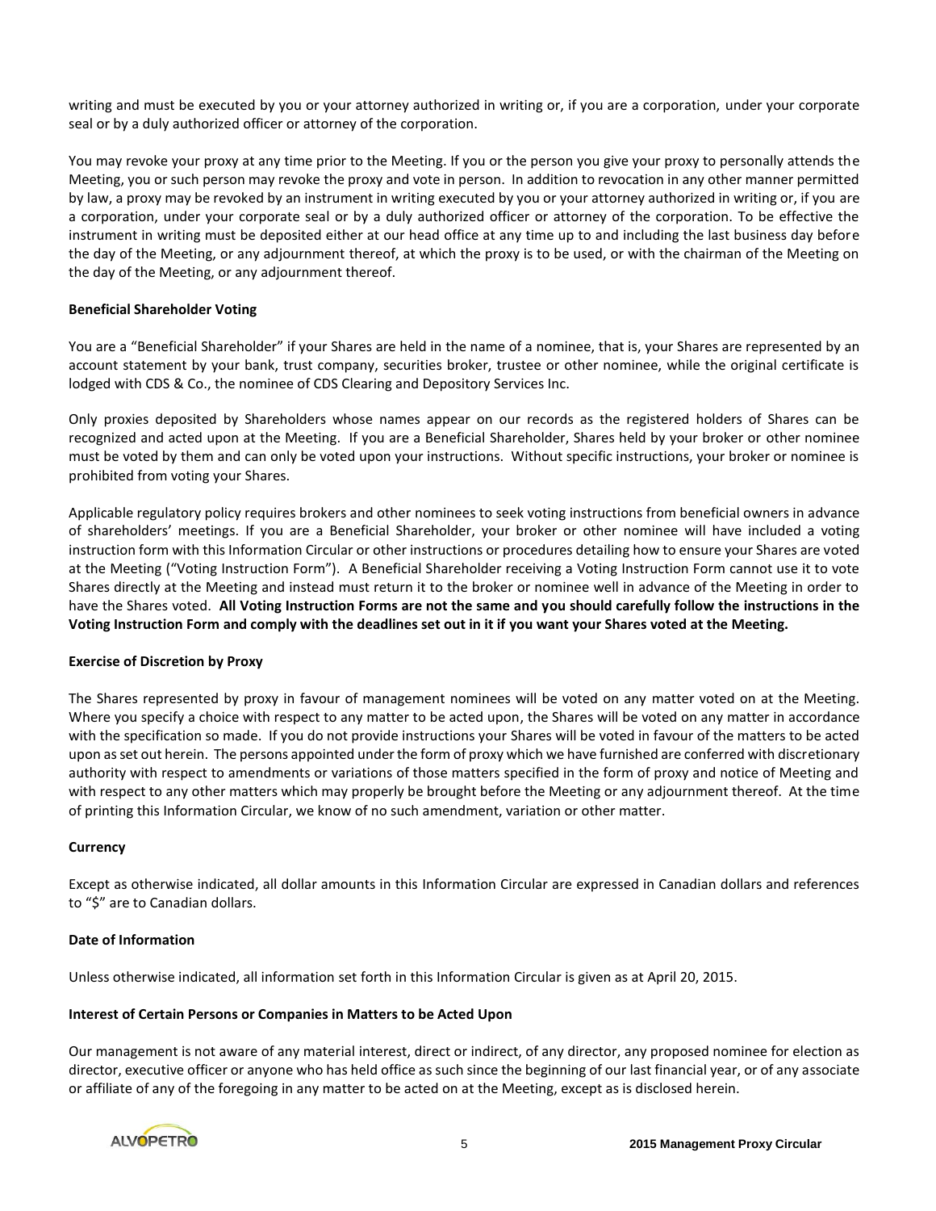writing and must be executed by you or your attorney authorized in writing or, if you are a corporation, under your corporate seal or by a duly authorized officer or attorney of the corporation.

You may revoke your proxy at any time prior to the Meeting. If you or the person you give your proxy to personally attends the Meeting, you or such person may revoke the proxy and vote in person. In addition to revocation in any other manner permitted by law, a proxy may be revoked by an instrument in writing executed by you or your attorney authorized in writing or, if you are a corporation, under your corporate seal or by a duly authorized officer or attorney of the corporation. To be effective the instrument in writing must be deposited either at our head office at any time up to and including the last business day before the day of the Meeting, or any adjournment thereof, at which the proxy is to be used, or with the chairman of the Meeting on the day of the Meeting, or any adjournment thereof.

**Beneficial Shareholder Voting**

You are a "Beneficial Shareholder" if your Shares are held in the name of a nominee, that is, your Shares are represented by an account statement by your bank, trust company, securities broker, trustee or other nominee, while the original certificate is lodged with CDS & Co., the nominee of CDS Clearing and Depository Services Inc.

Only proxies deposited by Shareholders whose names appear on our records as the registered holders of Shares can be recognized and acted upon at the Meeting. If you are a Beneficial Shareholder, Shares held by your broker or other nominee must be voted by them and can only be voted upon your instructions. Without specific instructions, your broker or nominee is prohibited from voting your Shares.

Applicable regulatory policy requires brokers and other nominees to seek voting instructions from beneficial owners in advance of shareholders' meetings. If you are a Beneficial Shareholder, your broker or other nominee will have included a voting instruction form with this Information Circular or other instructions or procedures detailing how to ensure your Shares are voted at the Meeting ("Voting Instruction Form"). A Beneficial Shareholder receiving a Voting Instruction Form cannot use it to vote Shares directly at the Meeting and instead must return it to the broker or nominee well in advance of the Meeting in order to have the Shares voted. **All Voting Instruction Forms are not the same and you should carefully follow the instructions in the Voting Instruction Form and comply with the deadlines set out in it if you want your Shares voted at the Meeting.**

**Exercise of Discretion by Proxy**

The Shares represented by proxy in favour of management nominees will be voted on any matter voted on at the Meeting. Where you specify a choice with respect to any matter to be acted upon, the Shares will be voted on any matter in accordance with the specification so made. If you do not provide instructions your Shares will be voted in favour of the matters to be acted upon as set out herein. The persons appointed under the form of proxy which we have furnished are conferred with discretionary authority with respect to amendments or variations of those matters specified in the form of proxy and notice of Meeting and with respect to any other matters which may properly be brought before the Meeting or any adjournment thereof. At the time of printing this Information Circular, we know of no such amendment, variation or other matter.

**Currency**

Except as otherwise indicated, all dollar amounts in this Information Circular are expressed in Canadian dollars and references to "$" are to Canadian dollars.

**Date of Information**

Unless otherwise indicated, all information set forth in this Information Circular is given as at April 20, 2015.

**Interest of Certain Persons or Companies in Matters to be Acted Upon**

Our management is not aware of any material interest, direct or indirect, of any director, any proposed nominee for election as director, executive officer or anyone who has held office as such since the beginning of our last financial year, or of any associate or affiliate of any of the foregoing in any matter to be acted on at the Meeting, except as is disclosed herein.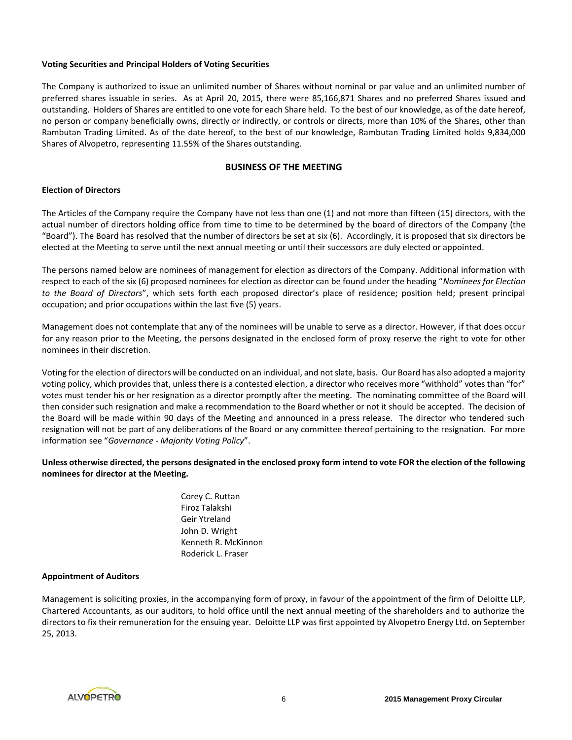**Voting Securities and Principal Holders of Voting Securities**

The Company is authorized to issue an unlimited number of Shares without nominal or par value and an unlimited number of preferred shares issuable in series. As at April 20, 2015, there were 85,166,871 Shares and no preferred Shares issued and outstanding. Holders of Shares are entitled to one vote for each Share held. To the best of our knowledge, as of the date hereof, no person or company beneficially owns, directly or indirectly, or controls or directs, more than 10% of the Shares, other than Rambutan Trading Limited. As of the date hereof, to the best of our knowledge, Rambutan Trading Limited holds 9,834,000 Shares of Alvopetro, representing 11.55% of the Shares outstanding.

## BUSINESS OF THE MEETING

**Election of Directors**

The Articles of the Company require the Company have not less than one (1) and not more than fifteen (15) directors, with the actual number of directors holding office from time to time to be determined by the board of directors of the Company (the "Board"). The Board has resolved that the number of directors be set at six (6). Accordingly, it is proposed that six directors be elected at the Meeting to serve until the next annual meeting or until their successors are duly elected or appointed.

The persons named below are nominees of management for election as directors of the Company. Additional information with respect to each of the six (6) proposed nominees for election as director can be found under the heading "*Nominees for Election to the Board of Directors*", which sets forth each proposed director's place of residence; position held; present principal occupation; and prior occupations within the last five (5) years.

Management does not contemplate that any of the nominees will be unable to serve as a director. However, if that does occur for any reason prior to the Meeting, the persons designated in the enclosed form of proxy reserve the right to vote for other nominees in their discretion.

Voting for the election of directors will be conducted on an individual, and not slate, basis. Our Board has also adopted a majority voting policy, which provides that, unless there is a contested election, a director who receives more "withhold" votes than "for" votes must tender his or her resignation as a director promptly after the meeting. The nominating committee of the Board will then consider such resignation and make a recommendation to the Board whether or not it should be accepted. The decision of the Board will be made within 90 days of the Meeting and announced in a press release. The director who tendered such resignation will not be part of any deliberations of the Board or any committee thereof pertaining to the resignation. For more information see "*Governance - Majority Voting Policy*".

**Unless otherwise directed, the persons designated in the enclosed proxy form intend to vote FOR the election of the following nominees for director at the Meeting.**

Corey C. Ruttan
Firoz Talakshi
Geir Ytreland
John D. Wright
Kenneth R. McKinnon
Roderick L. Fraser

**Appointment of Auditors**

Management is soliciting proxies, in the accompanying form of proxy, in favour of the appointment of the firm of Deloitte LLP, Chartered Accountants, as our auditors, to hold office until the next annual meeting of the shareholders and to authorize the directors to fix their remuneration for the ensuing year. Deloitte LLP was first appointed by Alvopetro Energy Ltd. on September 25, 2013.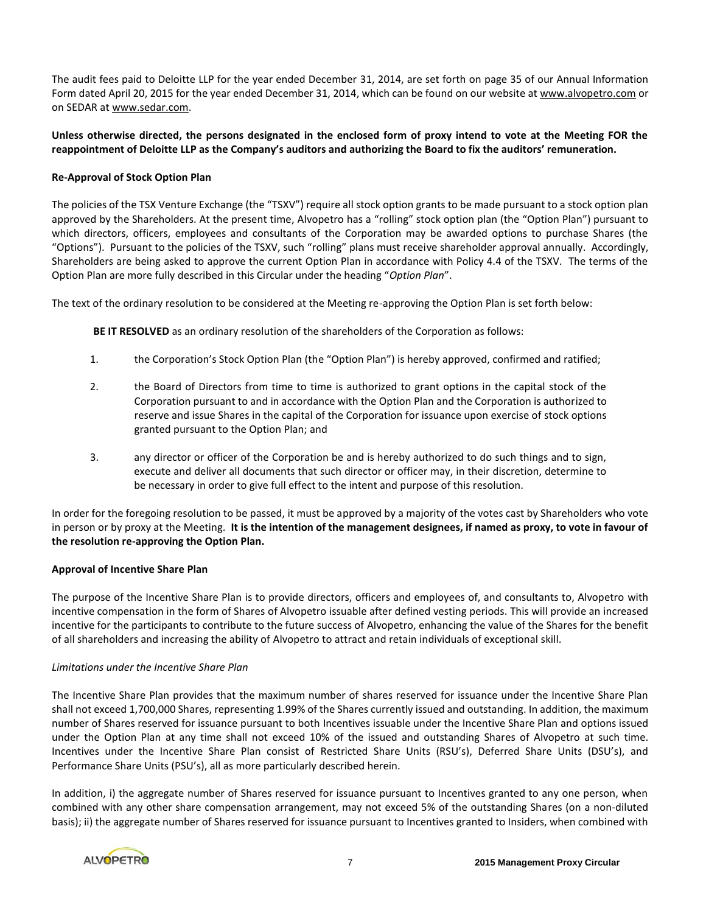The audit fees paid to Deloitte LLP for the year ended December 31, 2014, are set forth on page 35 of our Annual Information Form dated April 20, 2015 for the year ended December 31, 2014, which can be found on our website at www.alvopetro.com or on SEDAR at www.sedar.com.

**Unless otherwise directed, the persons designated in the enclosed form of proxy intend to vote at the Meeting FOR the reappointment of Deloitte LLP as the Company's auditors and authorizing the Board to fix the auditors' remuneration.**

**Re-Approval of Stock Option Plan**

The policies of the TSX Venture Exchange (the "TSXV") require all stock option grants to be made pursuant to a stock option plan approved by the Shareholders. At the present time, Alvopetro has a "rolling" stock option plan (the "Option Plan") pursuant to which directors, officers, employees and consultants of the Corporation may be awarded options to purchase Shares (the "Options"). Pursuant to the policies of the TSXV, such "rolling" plans must receive shareholder approval annually. Accordingly, Shareholders are being asked to approve the current Option Plan in accordance with Policy 4.4 of the TSXV. The terms of the Option Plan are more fully described in this Circular under the heading "*Option Plan*".

The text of the ordinary resolution to be considered at the Meeting re-approving the Option Plan is set forth below:

**BE IT RESOLVED** as an ordinary resolution of the shareholders of the Corporation as follows:

1. the Corporation's Stock Option Plan (the "Option Plan") is hereby approved, confirmed and ratified;

2. the Board of Directors from time to time is authorized to grant options in the capital stock of the Corporation pursuant to and in accordance with the Option Plan and the Corporation is authorized to reserve and issue Shares in the capital of the Corporation for issuance upon exercise of stock options granted pursuant to the Option Plan; and

3. any director or officer of the Corporation be and is hereby authorized to do such things and to sign, execute and deliver all documents that such director or officer may, in their discretion, determine to be necessary in order to give full effect to the intent and purpose of this resolution.

In order for the foregoing resolution to be passed, it must be approved by a majority of the votes cast by Shareholders who vote in person or by proxy at the Meeting. **It is the intention of the management designees, if named as proxy, to vote in favour of the resolution re-approving the Option Plan.**

**Approval of Incentive Share Plan**

The purpose of the Incentive Share Plan is to provide directors, officers and employees of, and consultants to, Alvopetro with incentive compensation in the form of Shares of Alvopetro issuable after defined vesting periods. This will provide an increased incentive for the participants to contribute to the future success of Alvopetro, enhancing the value of the Shares for the benefit of all shareholders and increasing the ability of Alvopetro to attract and retain individuals of exceptional skill.

*Limitations under the Incentive Share Plan*

The Incentive Share Plan provides that the maximum number of shares reserved for issuance under the Incentive Share Plan shall not exceed 1,700,000 Shares, representing 1.99% of the Shares currently issued and outstanding. In addition, the maximum number of Shares reserved for issuance pursuant to both Incentives issuable under the Incentive Share Plan and options issued under the Option Plan at any time shall not exceed 10% of the issued and outstanding Shares of Alvopetro at such time. Incentives under the Incentive Share Plan consist of Restricted Share Units (RSU's), Deferred Share Units (DSU's), and Performance Share Units (PSU's), all as more particularly described herein.

In addition, i) the aggregate number of Shares reserved for issuance pursuant to Incentives granted to any one person, when combined with any other share compensation arrangement, may not exceed 5% of the outstanding Shares (on a non-diluted basis); ii) the aggregate number of Shares reserved for issuance pursuant to Incentives granted to Insiders, when combined with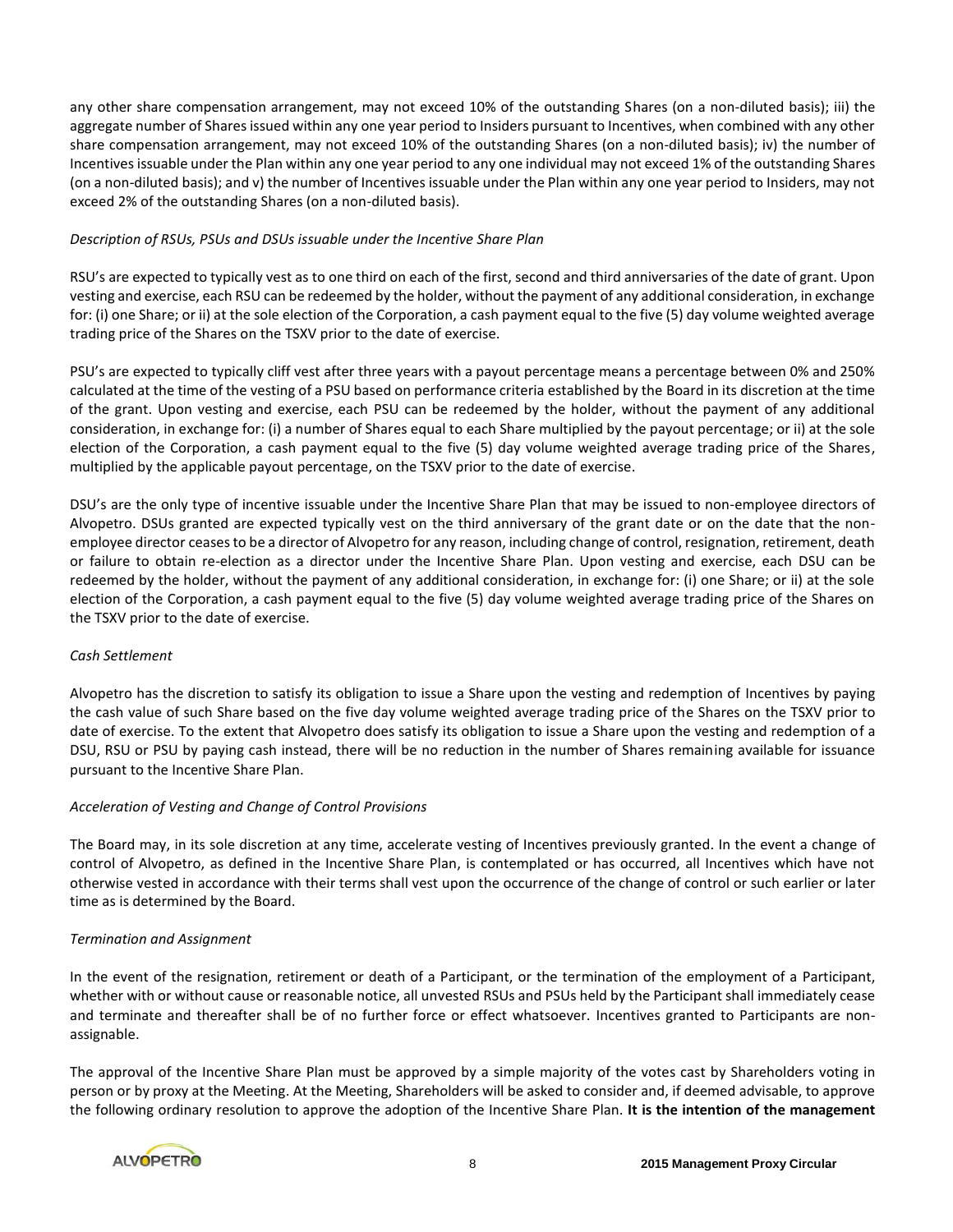any other share compensation arrangement, may not exceed 10% of the outstanding Shares (on a non-diluted basis); iii) the aggregate number of Shares issued within any one year period to Insiders pursuant to Incentives, when combined with any other share compensation arrangement, may not exceed 10% of the outstanding Shares (on a non-diluted basis); iv) the number of Incentives issuable under the Plan within any one year period to any one individual may not exceed 1% of the outstanding Shares (on a non-diluted basis); and v) the number of Incentives issuable under the Plan within any one year period to Insiders, may not exceed 2% of the outstanding Shares (on a non-diluted basis).

*Description of RSUs, PSUs and DSUs issuable under the Incentive Share Plan*

RSU's are expected to typically vest as to one third on each of the first, second and third anniversaries of the date of grant. Upon vesting and exercise, each RSU can be redeemed by the holder, without the payment of any additional consideration, in exchange for: (i) one Share; or ii) at the sole election of the Corporation, a cash payment equal to the five (5) day volume weighted average trading price of the Shares on the TSXV prior to the date of exercise.

PSU's are expected to typically cliff vest after three years with a payout percentage means a percentage between 0% and 250% calculated at the time of the vesting of a PSU based on performance criteria established by the Board in its discretion at the time of the grant. Upon vesting and exercise, each PSU can be redeemed by the holder, without the payment of any additional consideration, in exchange for: (i) a number of Shares equal to each Share multiplied by the payout percentage; or ii) at the sole election of the Corporation, a cash payment equal to the five (5) day volume weighted average trading price of the Shares, multiplied by the applicable payout percentage, on the TSXV prior to the date of exercise.

DSU's are the only type of incentive issuable under the Incentive Share Plan that may be issued to non-employee directors of Alvopetro. DSUs granted are expected typically vest on the third anniversary of the grant date or on the date that the non-employee director ceases to be a director of Alvopetro for any reason, including change of control, resignation, retirement, death or failure to obtain re-election as a director under the Incentive Share Plan. Upon vesting and exercise, each DSU can be redeemed by the holder, without the payment of any additional consideration, in exchange for: (i) one Share; or ii) at the sole election of the Corporation, a cash payment equal to the five (5) day volume weighted average trading price of the Shares on the TSXV prior to the date of exercise.

*Cash Settlement*

Alvopetro has the discretion to satisfy its obligation to issue a Share upon the vesting and redemption of Incentives by paying the cash value of such Share based on the five day volume weighted average trading price of the Shares on the TSXV prior to date of exercise. To the extent that Alvopetro does satisfy its obligation to issue a Share upon the vesting and redemption of a DSU, RSU or PSU by paying cash instead, there will be no reduction in the number of Shares remaining available for issuance pursuant to the Incentive Share Plan.

*Acceleration of Vesting and Change of Control Provisions*

The Board may, in its sole discretion at any time, accelerate vesting of Incentives previously granted. In the event a change of control of Alvopetro, as defined in the Incentive Share Plan, is contemplated or has occurred, all Incentives which have not otherwise vested in accordance with their terms shall vest upon the occurrence of the change of control or such earlier or later time as is determined by the Board.

*Termination and Assignment*

In the event of the resignation, retirement or death of a Participant, or the termination of the employment of a Participant, whether with or without cause or reasonable notice, all unvested RSUs and PSUs held by the Participant shall immediately cease and terminate and thereafter shall be of no further force or effect whatsoever. Incentives granted to Participants are non-assignable.

The approval of the Incentive Share Plan must be approved by a simple majority of the votes cast by Shareholders voting in person or by proxy at the Meeting. At the Meeting, Shareholders will be asked to consider and, if deemed advisable, to approve the following ordinary resolution to approve the adoption of the Incentive Share Plan. **It is the intention of the management**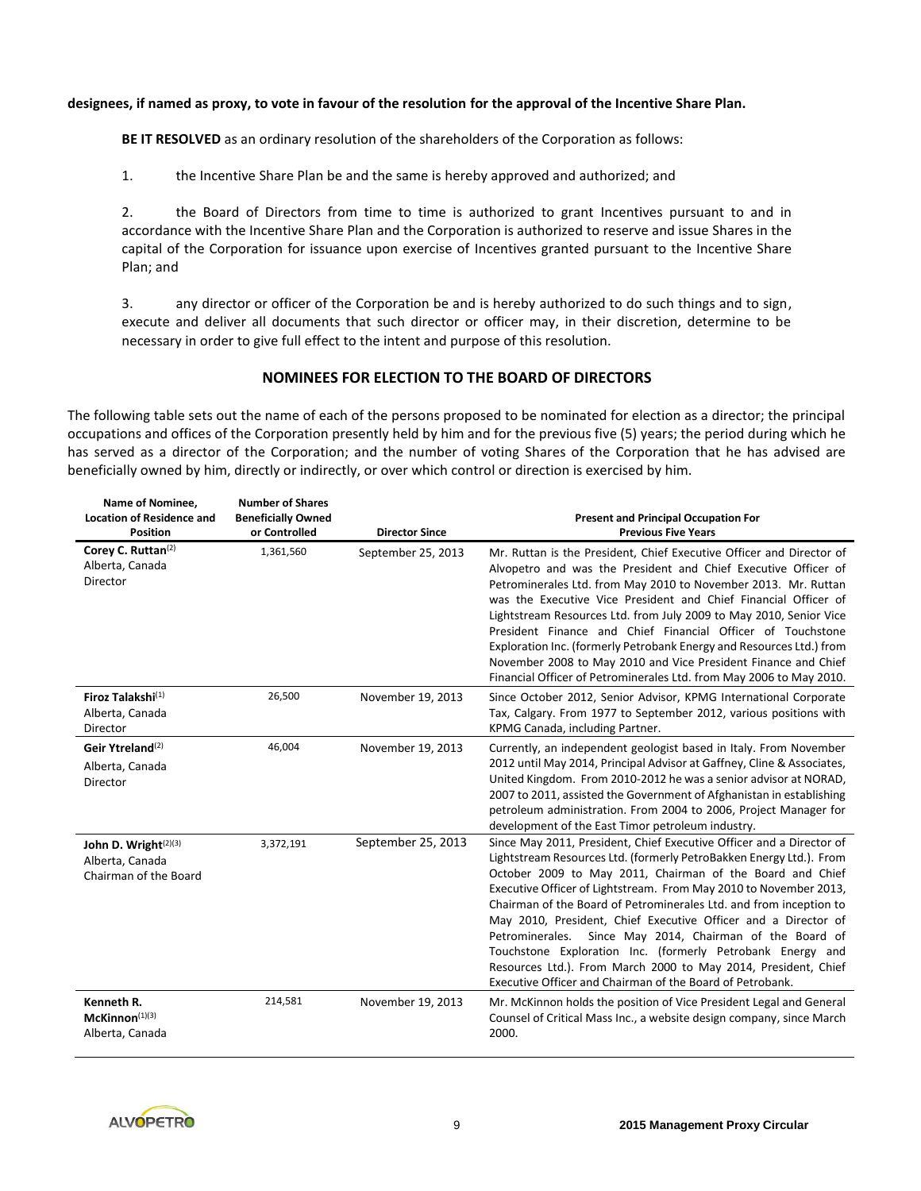**designees, if named as proxy, to vote in favour of the resolution for the approval of the Incentive Share Plan.**

**BE IT RESOLVED** as an ordinary resolution of the shareholders of the Corporation as follows:

1. the Incentive Share Plan be and the same is hereby approved and authorized; and

2. the Board of Directors from time to time is authorized to grant Incentives pursuant to and in accordance with the Incentive Share Plan and the Corporation is authorized to reserve and issue Shares in the capital of the Corporation for issuance upon exercise of Incentives granted pursuant to the Incentive Share Plan; and

3. any director or officer of the Corporation be and is hereby authorized to do such things and to sign, execute and deliver all documents that such director or officer may, in their discretion, determine to be necessary in order to give full effect to the intent and purpose of this resolution.

## NOMINEES FOR ELECTION TO THE BOARD OF DIRECTORS

The following table sets out the name of each of the persons proposed to be nominated for election as a director; the principal occupations and offices of the Corporation presently held by him and for the previous five (5) years; the period during which he has served as a director of the Corporation; and the number of voting Shares of the Corporation that he has advised are beneficially owned by him, directly or indirectly, or over which control or direction is exercised by him.

| Name of Nominee, Location of Residence and Position | Number of Shares Beneficially Owned or Controlled | Director Since | Present and Principal Occupation For Previous Five Years |
|---|---|---|---|
| **Corey C. Ruttan**[2]<br>Alberta, Canada<br>Director | 1,361,560 | September 25, 2013 | Mr. Ruttan is the President, Chief Executive Officer and Director of Alvopetro and was the President and Chief Executive Officer of Petrominerales Ltd. from May 2010 to November 2013. Mr. Ruttan was the Executive Vice President and Chief Financial Officer of Lightstream Resources Ltd. from July 2009 to May 2010, Senior Vice President Finance and Chief Financial Officer of Touchstone Exploration Inc. (formerly Petrobank Energy and Resources Ltd.) from November 2008 to May 2010 and Vice President Finance and Chief Financial Officer of Petrominerales Ltd. from May 2006 to May 2010. |
| **Firoz Talakshi**[1]<br>Alberta, Canada<br>Director | 26,500 | November 19, 2013 | Since October 2012, Senior Advisor, KPMG International Corporate Tax, Calgary. From 1977 to September 2012, various positions with KPMG Canada, including Partner. |
| **Geir Ytreland**[2]<br>Alberta, Canada<br>Director | 46,004 | November 19, 2013 | Currently, an independent geologist based in Italy. From November 2012 until May 2014, Principal Advisor at Gaffney, Cline & Associates, United Kingdom. From 2010-2012 he was a senior advisor at NORAD, 2007 to 2011, assisted the Government of Afghanistan in establishing petroleum administration. From 2004 to 2006, Project Manager for development of the East Timor petroleum industry. |
| **John D. Wright**[2][3]<br>Alberta, Canada<br>Chairman of the Board | 3,372,191 | September 25, 2013 | Since May 2011, President, Chief Executive Officer and a Director of Lightstream Resources Ltd. (formerly PetroBakken Energy Ltd.). From October 2009 to May 2011, Chairman of the Board and Chief Executive Officer of Lightstream. From May 2010 to November 2013, Chairman of the Board of Petrominerales Ltd. and from inception to May 2010, President, Chief Executive Officer and a Director of Petrominerales. Since May 2014, Chairman of the Board of Touchstone Exploration Inc. (formerly Petrobank Energy and Resources Ltd.). From March 2000 to May 2014, President, Chief Executive Officer and Chairman of the Board of Petrobank. |
| **Kenneth R. McKinnon**[1][3]<br>Alberta, Canada | 214,581 | November 19, 2013 | Mr. McKinnon holds the position of Vice President Legal and General Counsel of Critical Mass Inc., a website design company, since March 2000. |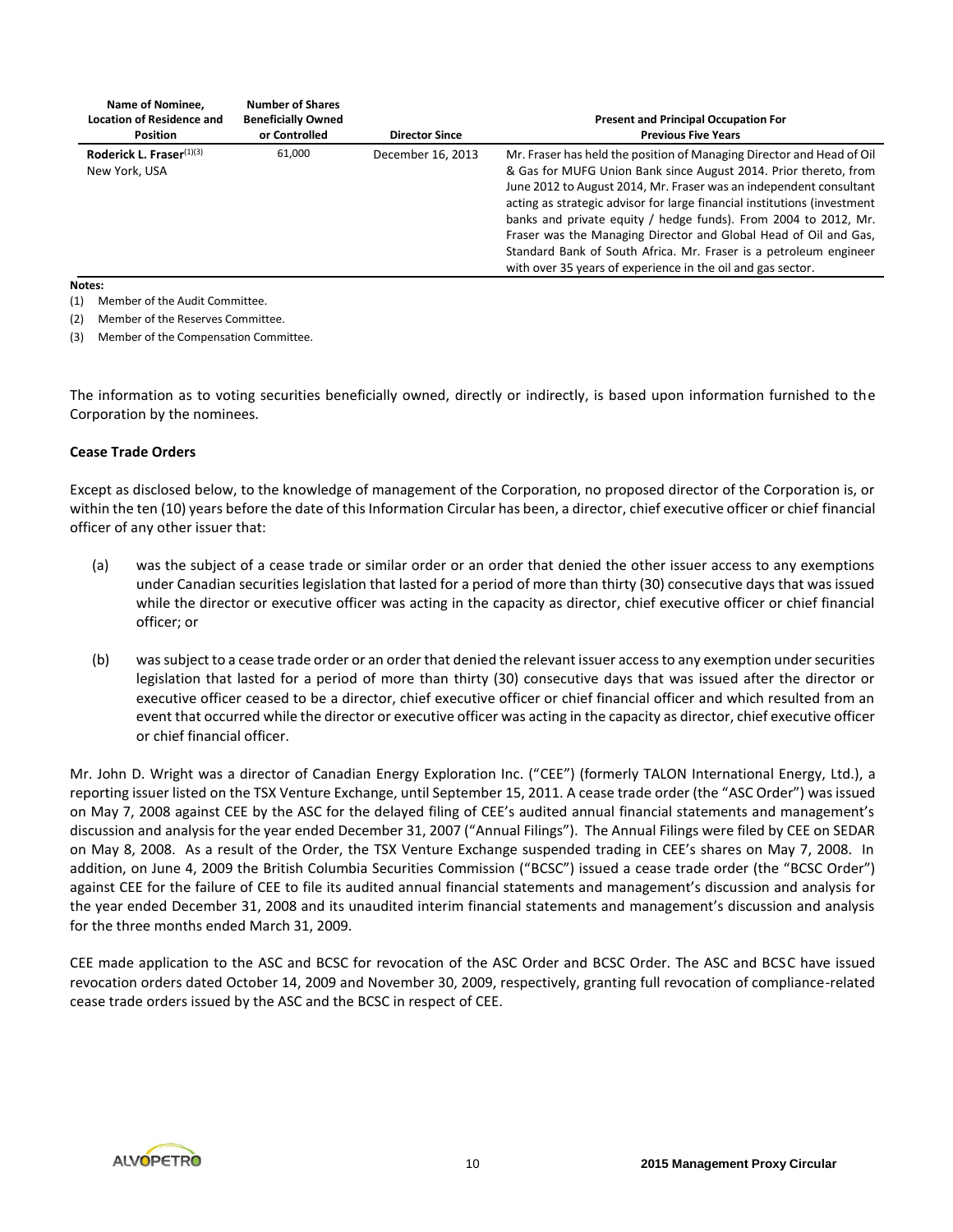| Name of Nominee, Location of Residence and Position | Number of Shares Beneficially Owned or Controlled | Director Since | Present and Principal Occupation For Previous Five Years |
|---|---|---|---|
| **Roderick L. Fraser**[(1)(3)] New York, USA | 61,000 | December 16, 2013 | Mr. Fraser has held the position of Managing Director and Head of Oil & Gas for MUFG Union Bank since August 2014. Prior thereto, from June 2012 to August 2014, Mr. Fraser was an independent consultant acting as strategic advisor for large financial institutions (investment banks and private equity / hedge funds). From 2004 to 2012, Mr. Fraser was the Managing Director and Global Head of Oil and Gas, Standard Bank of South Africa. Mr. Fraser is a petroleum engineer with over 35 years of experience in the oil and gas sector. |

**Notes:**

(1) Member of the Audit Committee.

(2) Member of the Reserves Committee.

(3) Member of the Compensation Committee.

The information as to voting securities beneficially owned, directly or indirectly, is based upon information furnished to the Corporation by the nominees.

**Cease Trade Orders**

Except as disclosed below, to the knowledge of management of the Corporation, no proposed director of the Corporation is, or within the ten (10) years before the date of this Information Circular has been, a director, chief executive officer or chief financial officer of any other issuer that:

(a) was the subject of a cease trade or similar order or an order that denied the other issuer access to any exemptions under Canadian securities legislation that lasted for a period of more than thirty (30) consecutive days that was issued while the director or executive officer was acting in the capacity as director, chief executive officer or chief financial officer; or

(b) was subject to a cease trade order or an order that denied the relevant issuer access to any exemption under securities legislation that lasted for a period of more than thirty (30) consecutive days that was issued after the director or executive officer ceased to be a director, chief executive officer or chief financial officer and which resulted from an event that occurred while the director or executive officer was acting in the capacity as director, chief executive officer or chief financial officer.

Mr. John D. Wright was a director of Canadian Energy Exploration Inc. ("CEE") (formerly TALON International Energy, Ltd.), a reporting issuer listed on the TSX Venture Exchange, until September 15, 2011. A cease trade order (the "ASC Order") was issued on May 7, 2008 against CEE by the ASC for the delayed filing of CEE's audited annual financial statements and management's discussion and analysis for the year ended December 31, 2007 ("Annual Filings"). The Annual Filings were filed by CEE on SEDAR on May 8, 2008. As a result of the Order, the TSX Venture Exchange suspended trading in CEE's shares on May 7, 2008. In addition, on June 4, 2009 the British Columbia Securities Commission ("BCSC") issued a cease trade order (the "BCSC Order") against CEE for the failure of CEE to file its audited annual financial statements and management's discussion and analysis for the year ended December 31, 2008 and its unaudited interim financial statements and management's discussion and analysis for the three months ended March 31, 2009.

CEE made application to the ASC and BCSC for revocation of the ASC Order and BCSC Order. The ASC and BCSC have issued revocation orders dated October 14, 2009 and November 30, 2009, respectively, granting full revocation of compliance-related cease trade orders issued by the ASC and the BCSC in respect of CEE.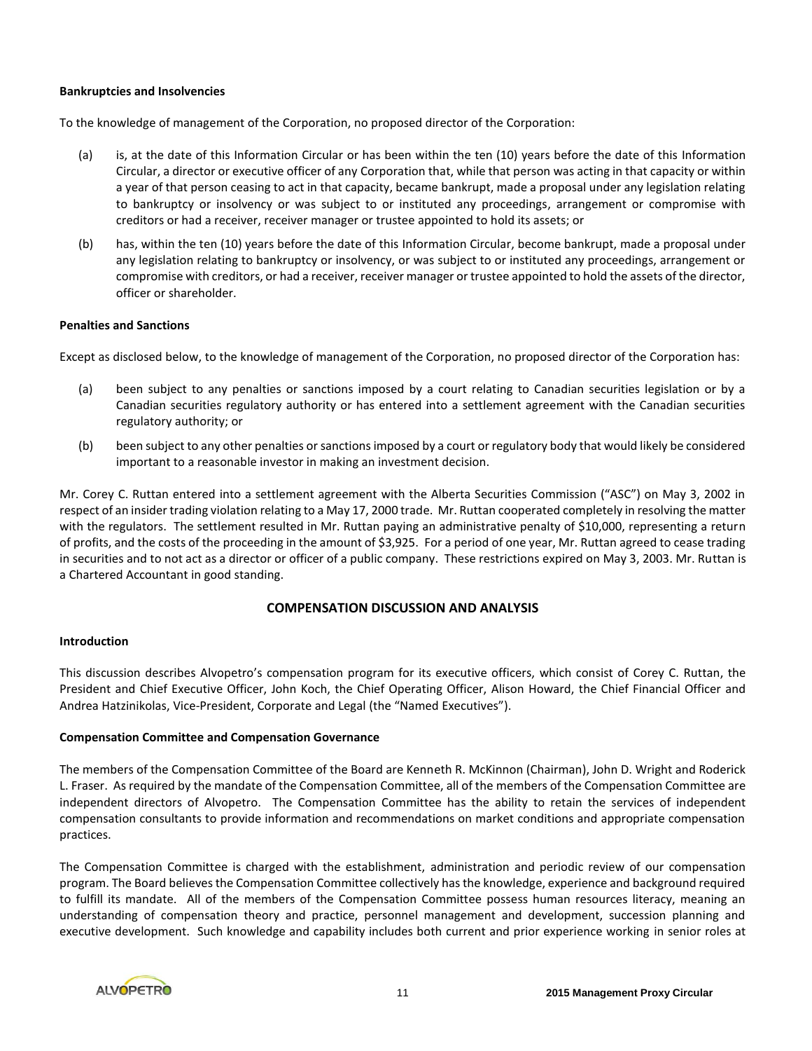**Bankruptcies and Insolvencies**

To the knowledge of management of the Corporation, no proposed director of the Corporation:

(a) is, at the date of this Information Circular or has been within the ten (10) years before the date of this Information Circular, a director or executive officer of any Corporation that, while that person was acting in that capacity or within a year of that person ceasing to act in that capacity, became bankrupt, made a proposal under any legislation relating to bankruptcy or insolvency or was subject to or instituted any proceedings, arrangement or compromise with creditors or had a receiver, receiver manager or trustee appointed to hold its assets; or

(b) has, within the ten (10) years before the date of this Information Circular, become bankrupt, made a proposal under any legislation relating to bankruptcy or insolvency, or was subject to or instituted any proceedings, arrangement or compromise with creditors, or had a receiver, receiver manager or trustee appointed to hold the assets of the director, officer or shareholder.

**Penalties and Sanctions**

Except as disclosed below, to the knowledge of management of the Corporation, no proposed director of the Corporation has:

(a) been subject to any penalties or sanctions imposed by a court relating to Canadian securities legislation or by a Canadian securities regulatory authority or has entered into a settlement agreement with the Canadian securities regulatory authority; or

(b) been subject to any other penalties or sanctions imposed by a court or regulatory body that would likely be considered important to a reasonable investor in making an investment decision.

Mr. Corey C. Ruttan entered into a settlement agreement with the Alberta Securities Commission ("ASC") on May 3, 2002 in respect of an insider trading violation relating to a May 17, 2000 trade. Mr. Ruttan cooperated completely in resolving the matter with the regulators. The settlement resulted in Mr. Ruttan paying an administrative penalty of $10,000, representing a return of profits, and the costs of the proceeding in the amount of $3,925. For a period of one year, Mr. Ruttan agreed to cease trading in securities and to not act as a director or officer of a public company. These restrictions expired on May 3, 2003. Mr. Ruttan is a Chartered Accountant in good standing.

## COMPENSATION DISCUSSION AND ANALYSIS

**Introduction**

This discussion describes Alvopetro's compensation program for its executive officers, which consist of Corey C. Ruttan, the President and Chief Executive Officer, John Koch, the Chief Operating Officer, Alison Howard, the Chief Financial Officer and Andrea Hatzinikolas, Vice-President, Corporate and Legal (the "Named Executives").

**Compensation Committee and Compensation Governance**

The members of the Compensation Committee of the Board are Kenneth R. McKinnon (Chairman), John D. Wright and Roderick L. Fraser. As required by the mandate of the Compensation Committee, all of the members of the Compensation Committee are independent directors of Alvopetro. The Compensation Committee has the ability to retain the services of independent compensation consultants to provide information and recommendations on market conditions and appropriate compensation practices.

The Compensation Committee is charged with the establishment, administration and periodic review of our compensation program. The Board believes the Compensation Committee collectively has the knowledge, experience and background required to fulfill its mandate. All of the members of the Compensation Committee possess human resources literacy, meaning an understanding of compensation theory and practice, personnel management and development, succession planning and executive development. Such knowledge and capability includes both current and prior experience working in senior roles at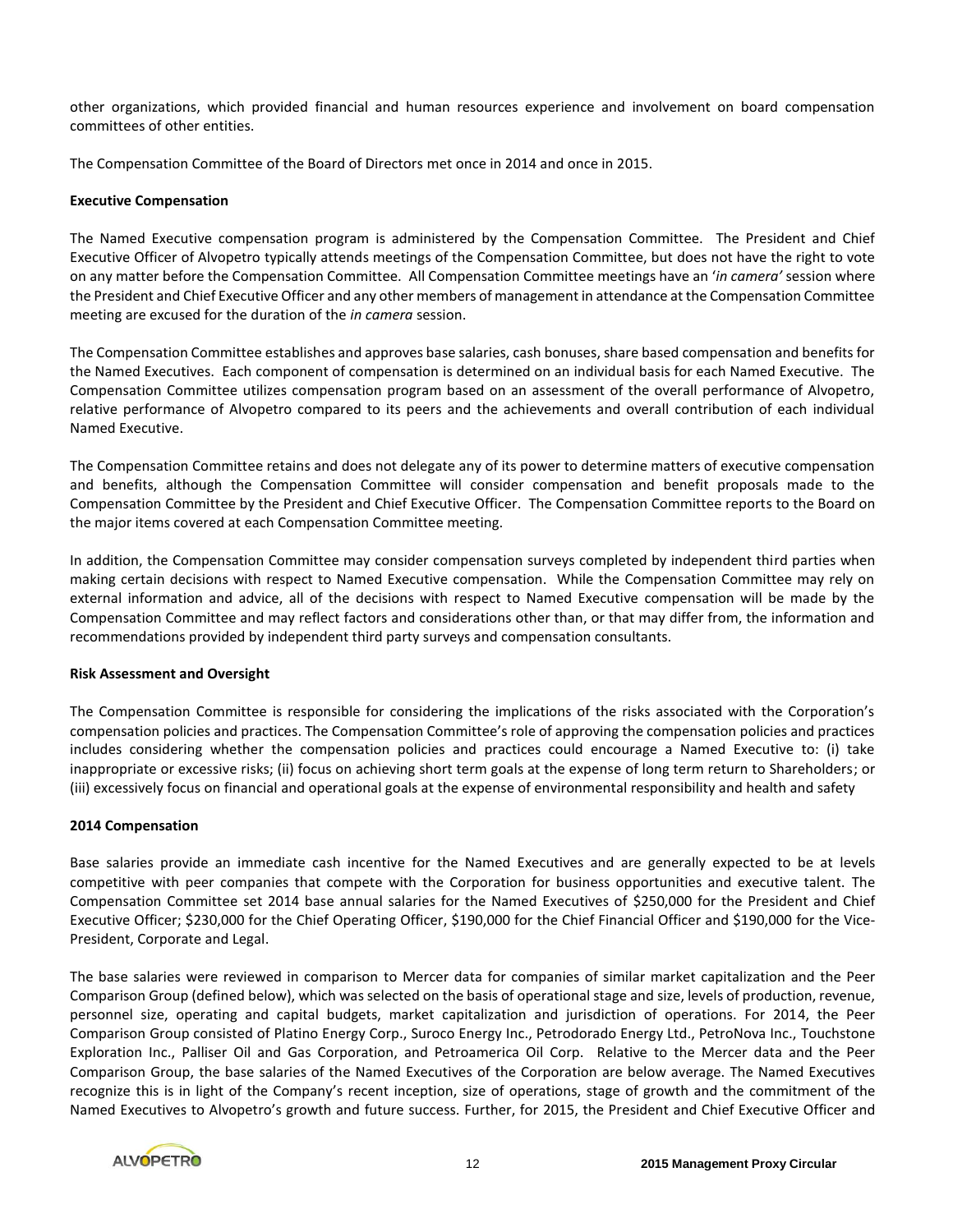other organizations, which provided financial and human resources experience and involvement on board compensation committees of other entities.

The Compensation Committee of the Board of Directors met once in 2014 and once in 2015.

**Executive Compensation**

The Named Executive compensation program is administered by the Compensation Committee. The President and Chief Executive Officer of Alvopetro typically attends meetings of the Compensation Committee, but does not have the right to vote on any matter before the Compensation Committee. All Compensation Committee meetings have an '*in camera'* session where the President and Chief Executive Officer and any other members of management in attendance at the Compensation Committee meeting are excused for the duration of the *in camera* session.

The Compensation Committee establishes and approves base salaries, cash bonuses, share based compensation and benefits for the Named Executives. Each component of compensation is determined on an individual basis for each Named Executive. The Compensation Committee utilizes compensation program based on an assessment of the overall performance of Alvopetro, relative performance of Alvopetro compared to its peers and the achievements and overall contribution of each individual Named Executive.

The Compensation Committee retains and does not delegate any of its power to determine matters of executive compensation and benefits, although the Compensation Committee will consider compensation and benefit proposals made to the Compensation Committee by the President and Chief Executive Officer. The Compensation Committee reports to the Board on the major items covered at each Compensation Committee meeting.

In addition, the Compensation Committee may consider compensation surveys completed by independent third parties when making certain decisions with respect to Named Executive compensation. While the Compensation Committee may rely on external information and advice, all of the decisions with respect to Named Executive compensation will be made by the Compensation Committee and may reflect factors and considerations other than, or that may differ from, the information and recommendations provided by independent third party surveys and compensation consultants.

**Risk Assessment and Oversight**

The Compensation Committee is responsible for considering the implications of the risks associated with the Corporation's compensation policies and practices. The Compensation Committee's role of approving the compensation policies and practices includes considering whether the compensation policies and practices could encourage a Named Executive to: (i) take inappropriate or excessive risks; (ii) focus on achieving short term goals at the expense of long term return to Shareholders; or (iii) excessively focus on financial and operational goals at the expense of environmental responsibility and health and safety

**2014 Compensation**

Base salaries provide an immediate cash incentive for the Named Executives and are generally expected to be at levels competitive with peer companies that compete with the Corporation for business opportunities and executive talent. The Compensation Committee set 2014 base annual salaries for the Named Executives of $250,000 for the President and Chief Executive Officer; $230,000 for the Chief Operating Officer, $190,000 for the Chief Financial Officer and $190,000 for the Vice-President, Corporate and Legal.

The base salaries were reviewed in comparison to Mercer data for companies of similar market capitalization and the Peer Comparison Group (defined below), which was selected on the basis of operational stage and size, levels of production, revenue, personnel size, operating and capital budgets, market capitalization and jurisdiction of operations. For 2014, the Peer Comparison Group consisted of Platino Energy Corp., Suroco Energy Inc., Petrodorado Energy Ltd., PetroNova Inc., Touchstone Exploration Inc., Palliser Oil and Gas Corporation, and Petroamerica Oil Corp. Relative to the Mercer data and the Peer Comparison Group, the base salaries of the Named Executives of the Corporation are below average. The Named Executives recognize this is in light of the Company's recent inception, size of operations, stage of growth and the commitment of the Named Executives to Alvopetro's growth and future success. Further, for 2015, the President and Chief Executive Officer and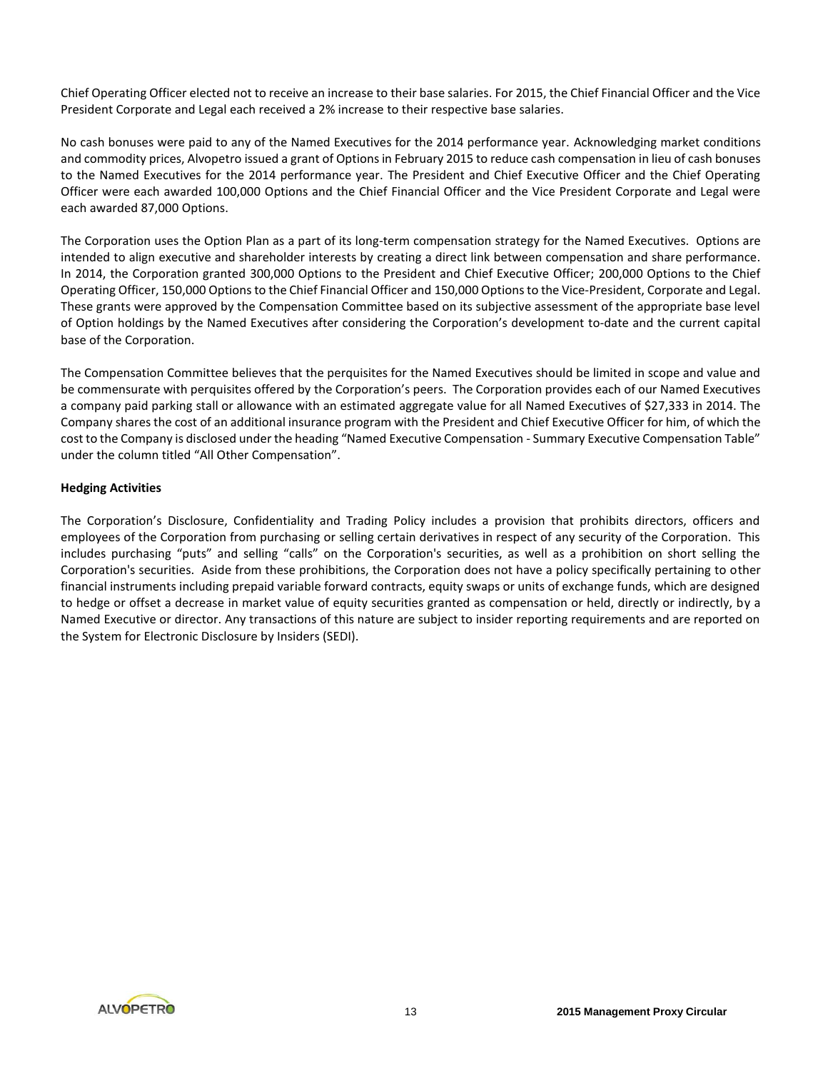Chief Operating Officer elected not to receive an increase to their base salaries. For 2015, the Chief Financial Officer and the Vice President Corporate and Legal each received a 2% increase to their respective base salaries.

No cash bonuses were paid to any of the Named Executives for the 2014 performance year. Acknowledging market conditions and commodity prices, Alvopetro issued a grant of Options in February 2015 to reduce cash compensation in lieu of cash bonuses to the Named Executives for the 2014 performance year. The President and Chief Executive Officer and the Chief Operating Officer were each awarded 100,000 Options and the Chief Financial Officer and the Vice President Corporate and Legal were each awarded 87,000 Options.

The Corporation uses the Option Plan as a part of its long-term compensation strategy for the Named Executives. Options are intended to align executive and shareholder interests by creating a direct link between compensation and share performance. In 2014, the Corporation granted 300,000 Options to the President and Chief Executive Officer; 200,000 Options to the Chief Operating Officer, 150,000 Options to the Chief Financial Officer and 150,000 Options to the Vice-President, Corporate and Legal. These grants were approved by the Compensation Committee based on its subjective assessment of the appropriate base level of Option holdings by the Named Executives after considering the Corporation's development to-date and the current capital base of the Corporation.

The Compensation Committee believes that the perquisites for the Named Executives should be limited in scope and value and be commensurate with perquisites offered by the Corporation's peers. The Corporation provides each of our Named Executives a company paid parking stall or allowance with an estimated aggregate value for all Named Executives of $27,333 in 2014. The Company shares the cost of an additional insurance program with the President and Chief Executive Officer for him, of which the cost to the Company is disclosed under the heading "Named Executive Compensation - Summary Executive Compensation Table" under the column titled "All Other Compensation".

**Hedging Activities**

The Corporation's Disclosure, Confidentiality and Trading Policy includes a provision that prohibits directors, officers and employees of the Corporation from purchasing or selling certain derivatives in respect of any security of the Corporation. This includes purchasing "puts" and selling "calls" on the Corporation's securities, as well as a prohibition on short selling the Corporation's securities. Aside from these prohibitions, the Corporation does not have a policy specifically pertaining to other financial instruments including prepaid variable forward contracts, equity swaps or units of exchange funds, which are designed to hedge or offset a decrease in market value of equity securities granted as compensation or held, directly or indirectly, by a Named Executive or director. Any transactions of this nature are subject to insider reporting requirements and are reported on the System for Electronic Disclosure by Insiders (SEDI).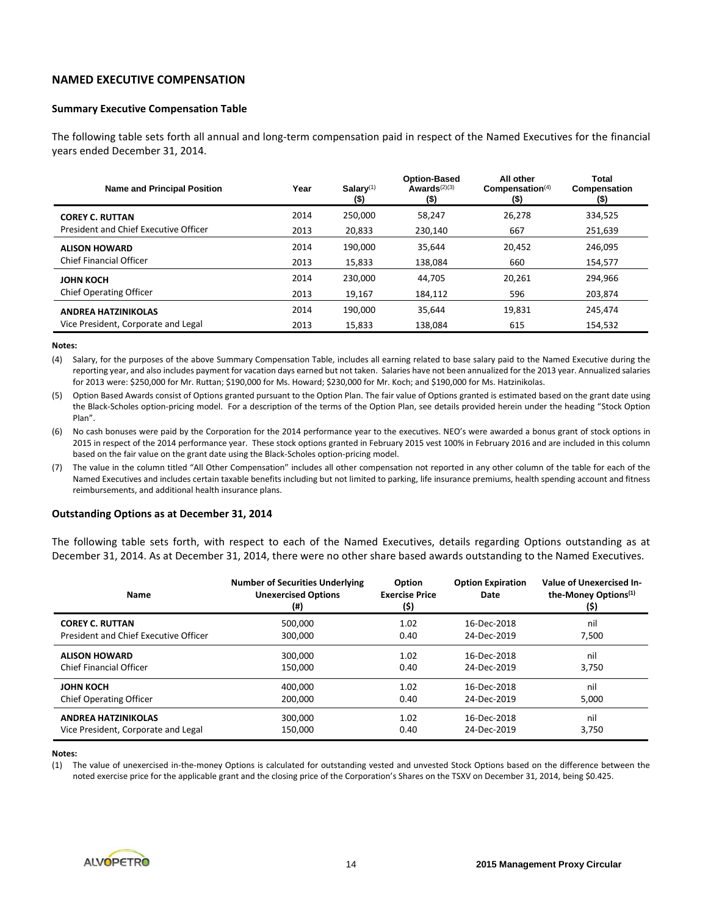## NAMED EXECUTIVE COMPENSATION

### Summary Executive Compensation Table

The following table sets forth all annual and long-term compensation paid in respect of the Named Executives for the financial years ended December 31, 2014.

| Name and Principal Position | Year | Salary(1) ($) | Option-Based Awards(2)(3) ($) | All other Compensation(4) ($) | Total Compensation ($) |
|---|---|---|---|---|---|
| **COREY C. RUTTAN** | 2014 | 250,000 | 58,247 | 26,278 | 334,525 |
| President and Chief Executive Officer | 2013 | 20,833 | 230,140 | 667 | 251,639 |
| **ALISON HOWARD** | 2014 | 190,000 | 35,644 | 20,452 | 246,095 |
| Chief Financial Officer | 2013 | 15,833 | 138,084 | 660 | 154,577 |
| **JOHN KOCH** | 2014 | 230,000 | 44,705 | 20,261 | 294,966 |
| Chief Operating Officer | 2013 | 19,167 | 184,112 | 596 | 203,874 |
| **ANDREA HATZINIKOLAS** | 2014 | 190,000 | 35,644 | 19,831 | 245,474 |
| Vice President, Corporate and Legal | 2013 | 15,833 | 138,084 | 615 | 154,532 |

**Notes:**

(4) Salary, for the purposes of the above Summary Compensation Table, includes all earning related to base salary paid to the Named Executive during the reporting year, and also includes payment for vacation days earned but not taken. Salaries have not been annualized for the 2013 year. Annualized salaries for 2013 were: $250,000 for Mr. Ruttan; $190,000 for Ms. Howard; $230,000 for Mr. Koch; and $190,000 for Ms. Hatzinikolas.

(5) Option Based Awards consist of Options granted pursuant to the Option Plan. The fair value of Options granted is estimated based on the grant date using the Black-Scholes option-pricing model. For a description of the terms of the Option Plan, see details provided herein under the heading "Stock Option Plan".

(6) No cash bonuses were paid by the Corporation for the 2014 performance year to the executives. NEO's were awarded a bonus grant of stock options in 2015 in respect of the 2014 performance year. These stock options granted in February 2015 vest 100% in February 2016 and are included in this column based on the fair value on the grant date using the Black-Scholes option-pricing model.

(7) The value in the column titled "All Other Compensation" includes all other compensation not reported in any other column of the table for each of the Named Executives and includes certain taxable benefits including but not limited to parking, life insurance premiums, health spending account and fitness reimbursements, and additional health insurance plans.

### Outstanding Options as at December 31, 2014

The following table sets forth, with respect to each of the Named Executives, details regarding Options outstanding as at December 31, 2014. As at December 31, 2014, there were no other share based awards outstanding to the Named Executives.

| Name | Number of Securities Underlying Unexercised Options (#) | Option Exercise Price ($) | Option Expiration Date | Value of Unexercised In-the-Money Options(1) ($) |
|---|---|---|---|---|
| **COREY C. RUTTAN** | 500,000 | 1.02 | 16-Dec-2018 | nil |
| President and Chief Executive Officer | 300,000 | 0.40 | 24-Dec-2019 | 7,500 |
| **ALISON HOWARD** | 300,000 | 1.02 | 16-Dec-2018 | nil |
| Chief Financial Officer | 150,000 | 0.40 | 24-Dec-2019 | 3,750 |
| **JOHN KOCH** | 400,000 | 1.02 | 16-Dec-2018 | nil |
| Chief Operating Officer | 200,000 | 0.40 | 24-Dec-2019 | 5,000 |
| **ANDREA HATZINIKOLAS** | 300,000 | 1.02 | 16-Dec-2018 | nil |
| Vice President, Corporate and Legal | 150,000 | 0.40 | 24-Dec-2019 | 3,750 |

**Notes:**

(1) The value of unexercised in-the-money Options is calculated for outstanding vested and unvested Stock Options based on the difference between the noted exercise price for the applicable grant and the closing price of the Corporation's Shares on the TSXV on December 31, 2014, being $0.425.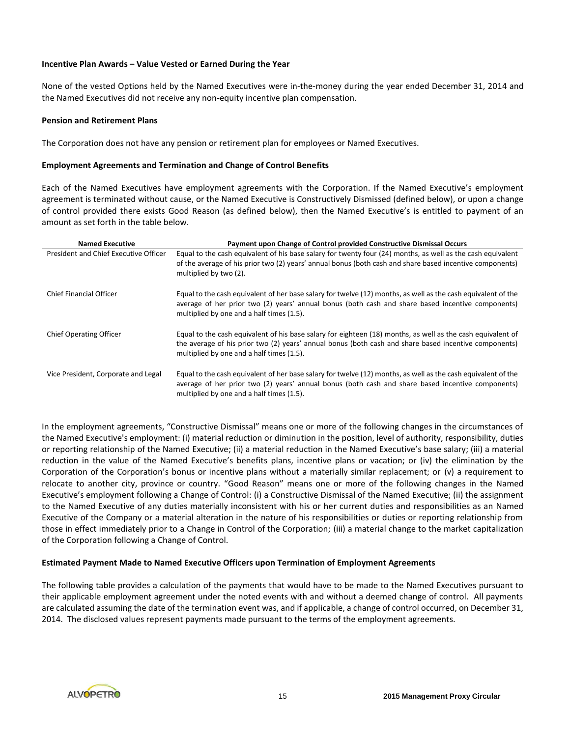**Incentive Plan Awards – Value Vested or Earned During the Year**

None of the vested Options held by the Named Executives were in-the-money during the year ended December 31, 2014 and the Named Executives did not receive any non-equity incentive plan compensation.

**Pension and Retirement Plans**

The Corporation does not have any pension or retirement plan for employees or Named Executives.

**Employment Agreements and Termination and Change of Control Benefits**

Each of the Named Executives have employment agreements with the Corporation. If the Named Executive's employment agreement is terminated without cause, or the Named Executive is Constructively Dismissed (defined below), or upon a change of control provided there exists Good Reason (as defined below), then the Named Executive's is entitled to payment of an amount as set forth in the table below.

| Named Executive | Payment upon Change of Control provided Constructive Dismissal Occurs |
|---|---|
| President and Chief Executive Officer | Equal to the cash equivalent of his base salary for twenty four (24) months, as well as the cash equivalent of the average of his prior two (2) years' annual bonus (both cash and share based incentive components) multiplied by two (2). |
| Chief Financial Officer | Equal to the cash equivalent of her base salary for twelve (12) months, as well as the cash equivalent of the average of her prior two (2) years' annual bonus (both cash and share based incentive components) multiplied by one and a half times (1.5). |
| Chief Operating Officer | Equal to the cash equivalent of his base salary for eighteen (18) months, as well as the cash equivalent of the average of his prior two (2) years' annual bonus (both cash and share based incentive components) multiplied by one and a half times (1.5). |
| Vice President, Corporate and Legal | Equal to the cash equivalent of her base salary for twelve (12) months, as well as the cash equivalent of the average of her prior two (2) years' annual bonus (both cash and share based incentive components) multiplied by one and a half times (1.5). |

In the employment agreements, "Constructive Dismissal" means one or more of the following changes in the circumstances of the Named Executive's employment: (i) material reduction or diminution in the position, level of authority, responsibility, duties or reporting relationship of the Named Executive; (ii) a material reduction in the Named Executive's base salary; (iii) a material reduction in the value of the Named Executive's benefits plans, incentive plans or vacation; or (iv) the elimination by the Corporation of the Corporation's bonus or incentive plans without a materially similar replacement; or (v) a requirement to relocate to another city, province or country. "Good Reason" means one or more of the following changes in the Named Executive's employment following a Change of Control: (i) a Constructive Dismissal of the Named Executive; (ii) the assignment to the Named Executive of any duties materially inconsistent with his or her current duties and responsibilities as an Named Executive of the Company or a material alteration in the nature of his responsibilities or duties or reporting relationship from those in effect immediately prior to a Change in Control of the Corporation; (iii) a material change to the market capitalization of the Corporation following a Change of Control.

**Estimated Payment Made to Named Executive Officers upon Termination of Employment Agreements**

The following table provides a calculation of the payments that would have to be made to the Named Executives pursuant to their applicable employment agreement under the noted events with and without a deemed change of control. All payments are calculated assuming the date of the termination event was, and if applicable, a change of control occurred, on December 31, 2014. The disclosed values represent payments made pursuant to the terms of the employment agreements.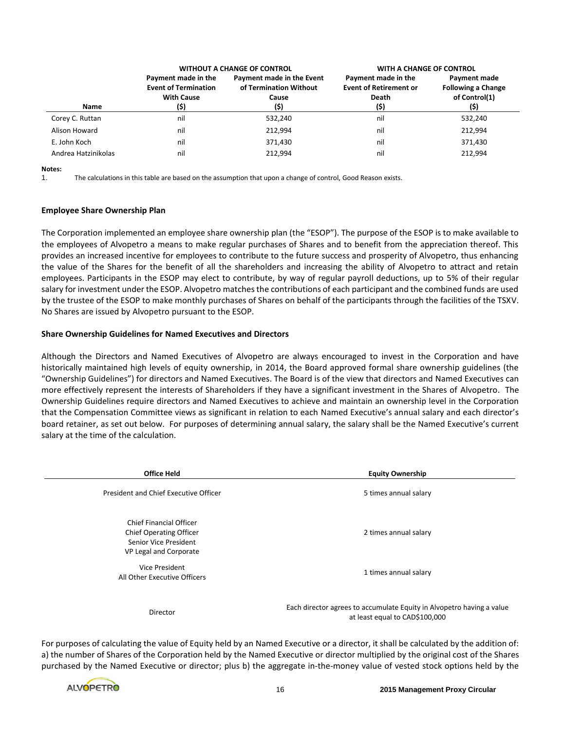| | WITHOUT A CHANGE OF CONTROL | | WITH A CHANGE OF CONTROL | |
|---|---|---|---|---|
| Name | Payment made in the Event of Termination With Cause ($) | Payment made in the Event of Termination Without Cause ($) | Payment made in the Event of Retirement or Death ($) | Payment made Following a Change of Control(1) ($) |
| Corey C. Ruttan | nil | 532,240 | nil | 532,240 |
| Alison Howard | nil | 212,994 | nil | 212,994 |
| E. John Koch | nil | 371,430 | nil | 371,430 |
| Andrea Hatzinikolas | nil | 212,994 | nil | 212,994 |

**Notes:**

1. The calculations in this table are based on the assumption that upon a change of control, Good Reason exists.

**Employee Share Ownership Plan**

The Corporation implemented an employee share ownership plan (the "ESOP"). The purpose of the ESOP is to make available to the employees of Alvopetro a means to make regular purchases of Shares and to benefit from the appreciation thereof. This provides an increased incentive for employees to contribute to the future success and prosperity of Alvopetro, thus enhancing the value of the Shares for the benefit of all the shareholders and increasing the ability of Alvopetro to attract and retain employees. Participants in the ESOP may elect to contribute, by way of regular payroll deductions, up to 5% of their regular salary for investment under the ESOP. Alvopetro matches the contributions of each participant and the combined funds are used by the trustee of the ESOP to make monthly purchases of Shares on behalf of the participants through the facilities of the TSXV. No Shares are issued by Alvopetro pursuant to the ESOP.

**Share Ownership Guidelines for Named Executives and Directors**

Although the Directors and Named Executives of Alvopetro are always encouraged to invest in the Corporation and have historically maintained high levels of equity ownership, in 2014, the Board approved formal share ownership guidelines (the "Ownership Guidelines") for directors and Named Executives. The Board is of the view that directors and Named Executives can more effectively represent the interests of Shareholders if they have a significant investment in the Shares of Alvopetro. The Ownership Guidelines require directors and Named Executives to achieve and maintain an ownership level in the Corporation that the Compensation Committee views as significant in relation to each Named Executive's annual salary and each director's board retainer, as set out below. For purposes of determining annual salary, the salary shall be the Named Executive's current salary at the time of the calculation.

| Office Held | Equity Ownership |
|---|---|
| President and Chief Executive Officer | 5 times annual salary |
| Chief Financial Officer<br>Chief Operating Officer<br>Senior Vice President<br>VP Legal and Corporate | 2 times annual salary |
| Vice President<br>All Other Executive Officers | 1 times annual salary |
| Director | Each director agrees to accumulate Equity in Alvopetro having a value at least equal to CAD$100,000 |

For purposes of calculating the value of Equity held by an Named Executive or a director, it shall be calculated by the addition of: a) the number of Shares of the Corporation held by the Named Executive or director multiplied by the original cost of the Shares purchased by the Named Executive or director; plus b) the aggregate in-the-money value of vested stock options held by the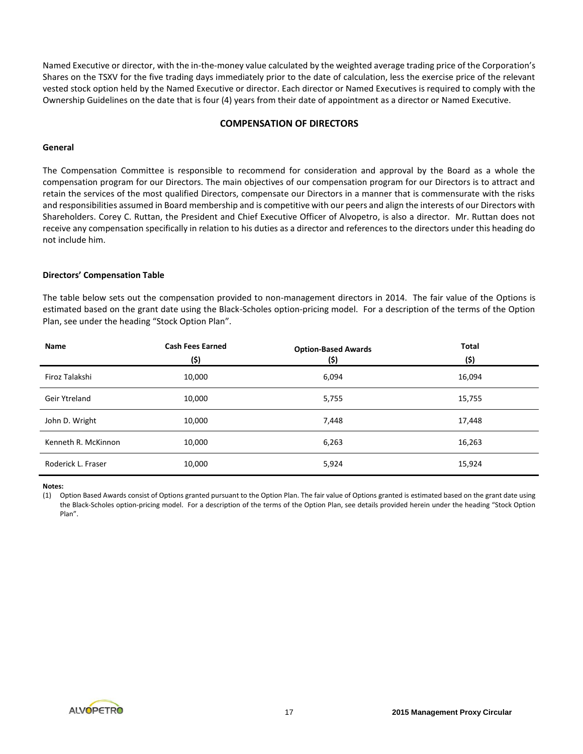Named Executive or director, with the in-the-money value calculated by the weighted average trading price of the Corporation's Shares on the TSXV for the five trading days immediately prior to the date of calculation, less the exercise price of the relevant vested stock option held by the Named Executive or director. Each director or Named Executives is required to comply with the Ownership Guidelines on the date that is four (4) years from their date of appointment as a director or Named Executive.

## COMPENSATION OF DIRECTORS

**General**

The Compensation Committee is responsible to recommend for consideration and approval by the Board as a whole the compensation program for our Directors. The main objectives of our compensation program for our Directors is to attract and retain the services of the most qualified Directors, compensate our Directors in a manner that is commensurate with the risks and responsibilities assumed in Board membership and is competitive with our peers and align the interests of our Directors with Shareholders. Corey C. Ruttan, the President and Chief Executive Officer of Alvopetro, is also a director. Mr. Ruttan does not receive any compensation specifically in relation to his duties as a director and references to the directors under this heading do not include him.

**Directors' Compensation Table**

The table below sets out the compensation provided to non-management directors in 2014. The fair value of the Options is estimated based on the grant date using the Black-Scholes option-pricing model. For a description of the terms of the Option Plan, see under the heading "Stock Option Plan".

| Name | Cash Fees Earned ($) | Option-Based Awards ($) | Total ($) |
|---|---|---|---|
| Firoz Talakshi | 10,000 | 6,094 | 16,094 |
| Geir Ytreland | 10,000 | 5,755 | 15,755 |
| John D. Wright | 10,000 | 7,448 | 17,448 |
| Kenneth R. McKinnon | 10,000 | 6,263 | 16,263 |
| Roderick L. Fraser | 10,000 | 5,924 | 15,924 |

**Notes:**

(1) Option Based Awards consist of Options granted pursuant to the Option Plan. The fair value of Options granted is estimated based on the grant date using the Black-Scholes option-pricing model. For a description of the terms of the Option Plan, see details provided herein under the heading "Stock Option Plan".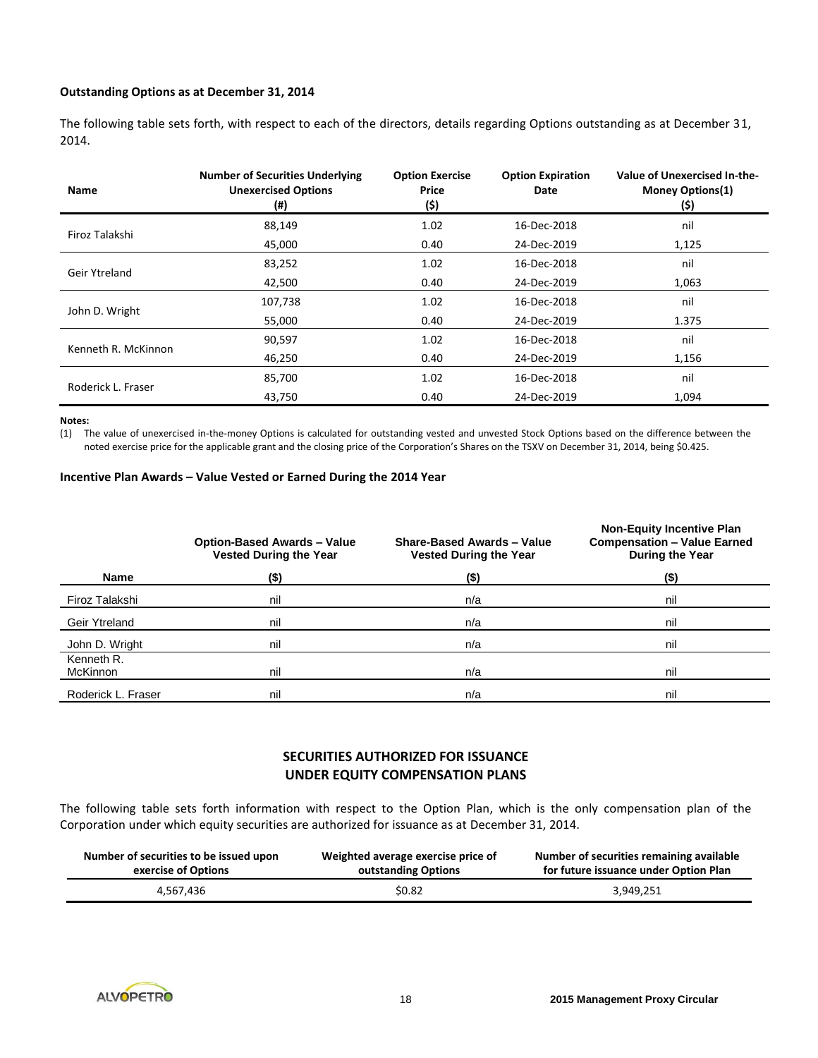**Outstanding Options as at December 31, 2014**

The following table sets forth, with respect to each of the directors, details regarding Options outstanding as at December 31, 2014.

| Name | Number of Securities Underlying Unexercised Options (#) | Option Exercise Price ($) | Option Expiration Date | Value of Unexercised In-the-Money Options(1) ($) |
|---|---|---|---|---|
| Firoz Talakshi | 88,149 | 1.02 | 16-Dec-2018 | nil |
| | 45,000 | 0.40 | 24-Dec-2019 | 1,125 |
| Geir Ytreland | 83,252 | 1.02 | 16-Dec-2018 | nil |
| | 42,500 | 0.40 | 24-Dec-2019 | 1,063 |
| John D. Wright | 107,738 | 1.02 | 16-Dec-2018 | nil |
| | 55,000 | 0.40 | 24-Dec-2019 | 1.375 |
| Kenneth R. McKinnon | 90,597 | 1.02 | 16-Dec-2018 | nil |
| | 46,250 | 0.40 | 24-Dec-2019 | 1,156 |
| Roderick L. Fraser | 85,700 | 1.02 | 16-Dec-2018 | nil |
| | 43,750 | 0.40 | 24-Dec-2019 | 1,094 |

**Notes:**

(1) The value of unexercised in-the-money Options is calculated for outstanding vested and unvested Stock Options based on the difference between the noted exercise price for the applicable grant and the closing price of the Corporation's Shares on the TSXV on December 31, 2014, being $0.425.

**Incentive Plan Awards – Value Vested or Earned During the 2014 Year**

| Name | Option-Based Awards – Value Vested During the Year ($) | Share-Based Awards – Value Vested During the Year ($) | Non-Equity Incentive Plan Compensation – Value Earned During the Year ($) |
|---|---|---|---|
| Firoz Talakshi | nil | n/a | nil |
| Geir Ytreland | nil | n/a | nil |
| John D. Wright | nil | n/a | nil |
| Kenneth R. McKinnon | nil | n/a | nil |
| Roderick L. Fraser | nil | n/a | nil |

## SECURITIES AUTHORIZED FOR ISSUANCE UNDER EQUITY COMPENSATION PLANS

The following table sets forth information with respect to the Option Plan, which is the only compensation plan of the Corporation under which equity securities are authorized for issuance as at December 31, 2014.

| Number of securities to be issued upon exercise of Options | Weighted average exercise price of outstanding Options | Number of securities remaining available for future issuance under Option Plan |
|---|---|---|
| 4,567,436 | $0.82 | 3,949,251 |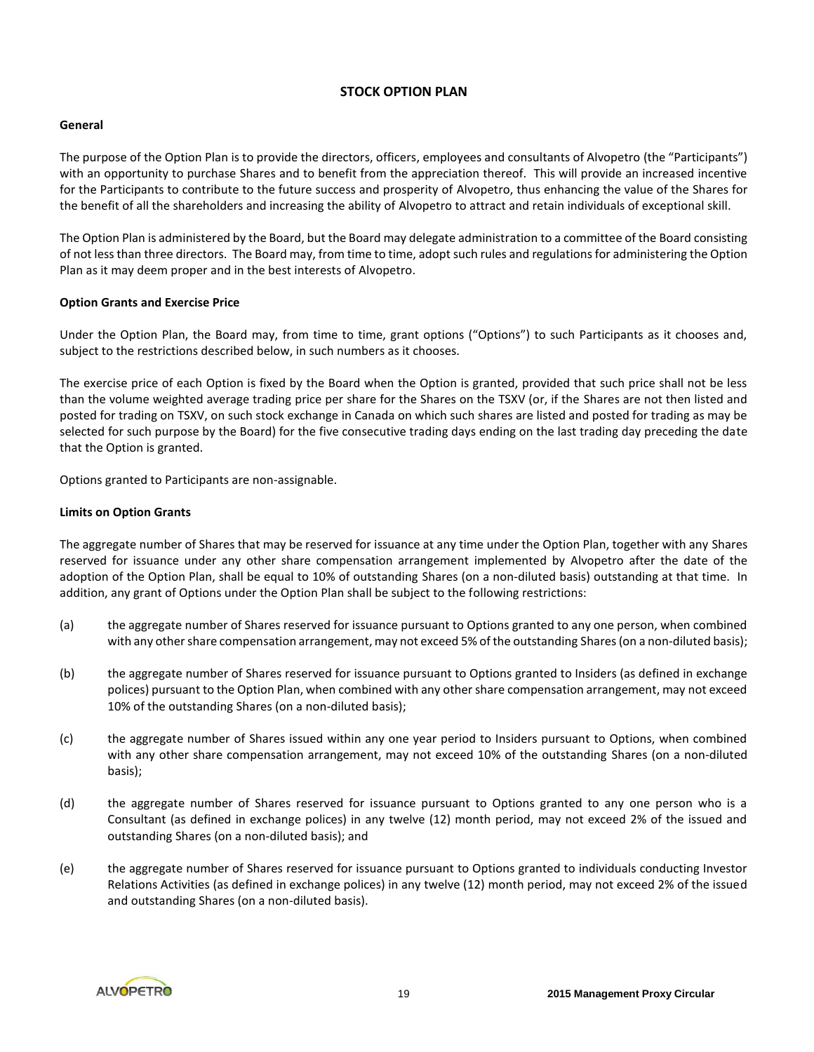## STOCK OPTION PLAN

### General

The purpose of the Option Plan is to provide the directors, officers, employees and consultants of Alvopetro (the "Participants") with an opportunity to purchase Shares and to benefit from the appreciation thereof. This will provide an increased incentive for the Participants to contribute to the future success and prosperity of Alvopetro, thus enhancing the value of the Shares for the benefit of all the shareholders and increasing the ability of Alvopetro to attract and retain individuals of exceptional skill.

The Option Plan is administered by the Board, but the Board may delegate administration to a committee of the Board consisting of not less than three directors. The Board may, from time to time, adopt such rules and regulations for administering the Option Plan as it may deem proper and in the best interests of Alvopetro.

### Option Grants and Exercise Price

Under the Option Plan, the Board may, from time to time, grant options ("Options") to such Participants as it chooses and, subject to the restrictions described below, in such numbers as it chooses.

The exercise price of each Option is fixed by the Board when the Option is granted, provided that such price shall not be less than the volume weighted average trading price per share for the Shares on the TSXV (or, if the Shares are not then listed and posted for trading on TSXV, on such stock exchange in Canada on which such shares are listed and posted for trading as may be selected for such purpose by the Board) for the five consecutive trading days ending on the last trading day preceding the date that the Option is granted.

Options granted to Participants are non-assignable.

### Limits on Option Grants

The aggregate number of Shares that may be reserved for issuance at any time under the Option Plan, together with any Shares reserved for issuance under any other share compensation arrangement implemented by Alvopetro after the date of the adoption of the Option Plan, shall be equal to 10% of outstanding Shares (on a non-diluted basis) outstanding at that time. In addition, any grant of Options under the Option Plan shall be subject to the following restrictions:

(a) the aggregate number of Shares reserved for issuance pursuant to Options granted to any one person, when combined with any other share compensation arrangement, may not exceed 5% of the outstanding Shares (on a non-diluted basis);

(b) the aggregate number of Shares reserved for issuance pursuant to Options granted to Insiders (as defined in exchange polices) pursuant to the Option Plan, when combined with any other share compensation arrangement, may not exceed 10% of the outstanding Shares (on a non-diluted basis);

(c) the aggregate number of Shares issued within any one year period to Insiders pursuant to Options, when combined with any other share compensation arrangement, may not exceed 10% of the outstanding Shares (on a non-diluted basis);

(d) the aggregate number of Shares reserved for issuance pursuant to Options granted to any one person who is a Consultant (as defined in exchange polices) in any twelve (12) month period, may not exceed 2% of the issued and outstanding Shares (on a non-diluted basis); and

(e) the aggregate number of Shares reserved for issuance pursuant to Options granted to individuals conducting Investor Relations Activities (as defined in exchange polices) in any twelve (12) month period, may not exceed 2% of the issued and outstanding Shares (on a non-diluted basis).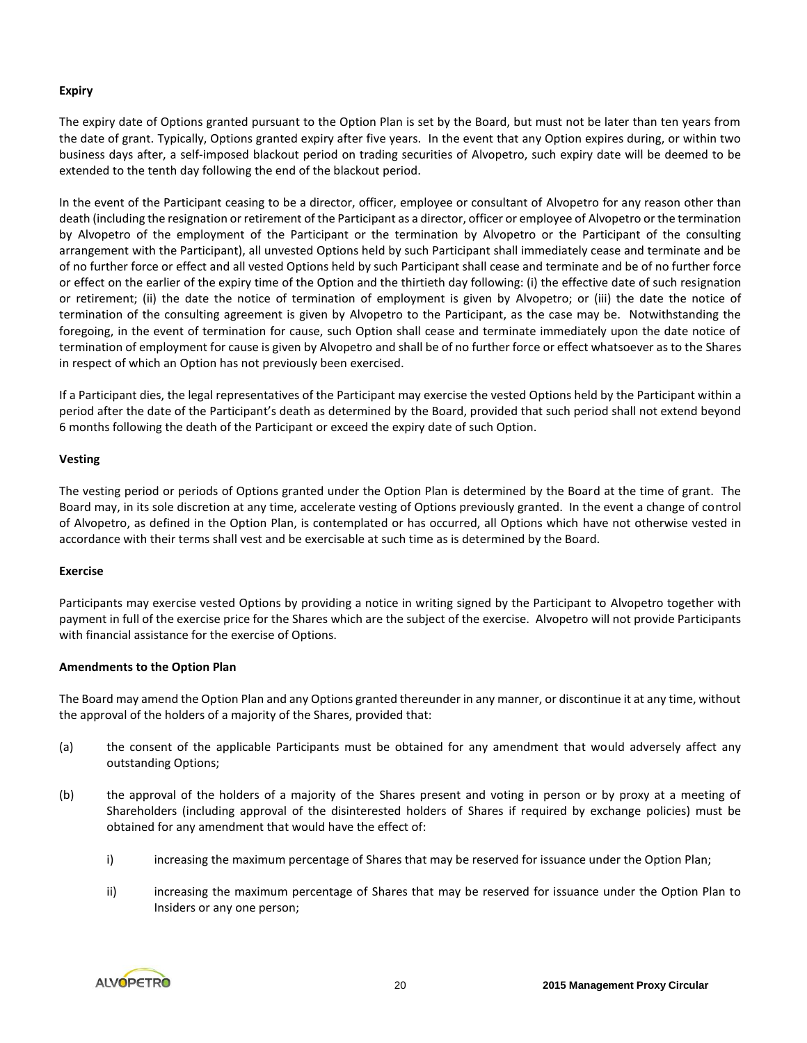**Expiry**

The expiry date of Options granted pursuant to the Option Plan is set by the Board, but must not be later than ten years from the date of grant. Typically, Options granted expiry after five years. In the event that any Option expires during, or within two business days after, a self-imposed blackout period on trading securities of Alvopetro, such expiry date will be deemed to be extended to the tenth day following the end of the blackout period.

In the event of the Participant ceasing to be a director, officer, employee or consultant of Alvopetro for any reason other than death (including the resignation or retirement of the Participant as a director, officer or employee of Alvopetro or the termination by Alvopetro of the employment of the Participant or the termination by Alvopetro or the Participant of the consulting arrangement with the Participant), all unvested Options held by such Participant shall immediately cease and terminate and be of no further force or effect and all vested Options held by such Participant shall cease and terminate and be of no further force or effect on the earlier of the expiry time of the Option and the thirtieth day following: (i) the effective date of such resignation or retirement; (ii) the date the notice of termination of employment is given by Alvopetro; or (iii) the date the notice of termination of the consulting agreement is given by Alvopetro to the Participant, as the case may be. Notwithstanding the foregoing, in the event of termination for cause, such Option shall cease and terminate immediately upon the date notice of termination of employment for cause is given by Alvopetro and shall be of no further force or effect whatsoever as to the Shares in respect of which an Option has not previously been exercised.

If a Participant dies, the legal representatives of the Participant may exercise the vested Options held by the Participant within a period after the date of the Participant's death as determined by the Board, provided that such period shall not extend beyond 6 months following the death of the Participant or exceed the expiry date of such Option.

**Vesting**

The vesting period or periods of Options granted under the Option Plan is determined by the Board at the time of grant. The Board may, in its sole discretion at any time, accelerate vesting of Options previously granted. In the event a change of control of Alvopetro, as defined in the Option Plan, is contemplated or has occurred, all Options which have not otherwise vested in accordance with their terms shall vest and be exercisable at such time as is determined by the Board.

**Exercise**

Participants may exercise vested Options by providing a notice in writing signed by the Participant to Alvopetro together with payment in full of the exercise price for the Shares which are the subject of the exercise. Alvopetro will not provide Participants with financial assistance for the exercise of Options.

**Amendments to the Option Plan**

The Board may amend the Option Plan and any Options granted thereunder in any manner, or discontinue it at any time, without the approval of the holders of a majority of the Shares, provided that:

(a) the consent of the applicable Participants must be obtained for any amendment that would adversely affect any outstanding Options;

(b) the approval of the holders of a majority of the Shares present and voting in person or by proxy at a meeting of Shareholders (including approval of the disinterested holders of Shares if required by exchange policies) must be obtained for any amendment that would have the effect of:

 i) increasing the maximum percentage of Shares that may be reserved for issuance under the Option Plan;

 ii) increasing the maximum percentage of Shares that may be reserved for issuance under the Option Plan to Insiders or any one person;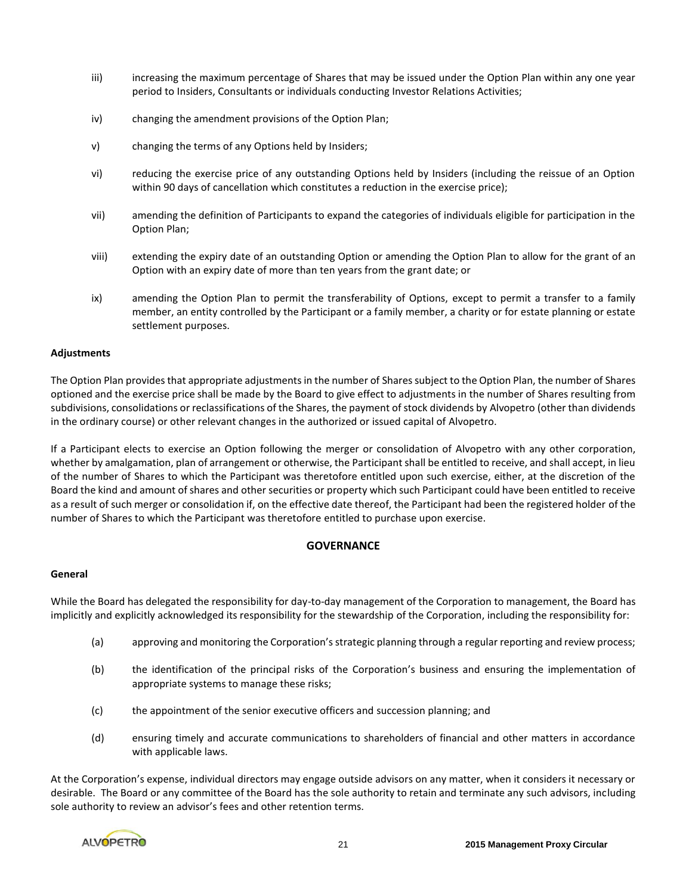iii) increasing the maximum percentage of Shares that may be issued under the Option Plan within any one year period to Insiders, Consultants or individuals conducting Investor Relations Activities;

iv) changing the amendment provisions of the Option Plan;

v) changing the terms of any Options held by Insiders;

vi) reducing the exercise price of any outstanding Options held by Insiders (including the reissue of an Option within 90 days of cancellation which constitutes a reduction in the exercise price);

vii) amending the definition of Participants to expand the categories of individuals eligible for participation in the Option Plan;

viii) extending the expiry date of an outstanding Option or amending the Option Plan to allow for the grant of an Option with an expiry date of more than ten years from the grant date; or

ix) amending the Option Plan to permit the transferability of Options, except to permit a transfer to a family member, an entity controlled by the Participant or a family member, a charity or for estate planning or estate settlement purposes.

**Adjustments**

The Option Plan provides that appropriate adjustments in the number of Shares subject to the Option Plan, the number of Shares optioned and the exercise price shall be made by the Board to give effect to adjustments in the number of Shares resulting from subdivisions, consolidations or reclassifications of the Shares, the payment of stock dividends by Alvopetro (other than dividends in the ordinary course) or other relevant changes in the authorized or issued capital of Alvopetro.

If a Participant elects to exercise an Option following the merger or consolidation of Alvopetro with any other corporation, whether by amalgamation, plan of arrangement or otherwise, the Participant shall be entitled to receive, and shall accept, in lieu of the number of Shares to which the Participant was theretofore entitled upon such exercise, either, at the discretion of the Board the kind and amount of shares and other securities or property which such Participant could have been entitled to receive as a result of such merger or consolidation if, on the effective date thereof, the Participant had been the registered holder of the number of Shares to which the Participant was theretofore entitled to purchase upon exercise.

## GOVERNANCE

**General**

While the Board has delegated the responsibility for day-to-day management of the Corporation to management, the Board has implicitly and explicitly acknowledged its responsibility for the stewardship of the Corporation, including the responsibility for:

(a) approving and monitoring the Corporation's strategic planning through a regular reporting and review process;

(b) the identification of the principal risks of the Corporation's business and ensuring the implementation of appropriate systems to manage these risks;

(c) the appointment of the senior executive officers and succession planning; and

(d) ensuring timely and accurate communications to shareholders of financial and other matters in accordance with applicable laws.

At the Corporation's expense, individual directors may engage outside advisors on any matter, when it considers it necessary or desirable. The Board or any committee of the Board has the sole authority to retain and terminate any such advisors, including sole authority to review an advisor's fees and other retention terms.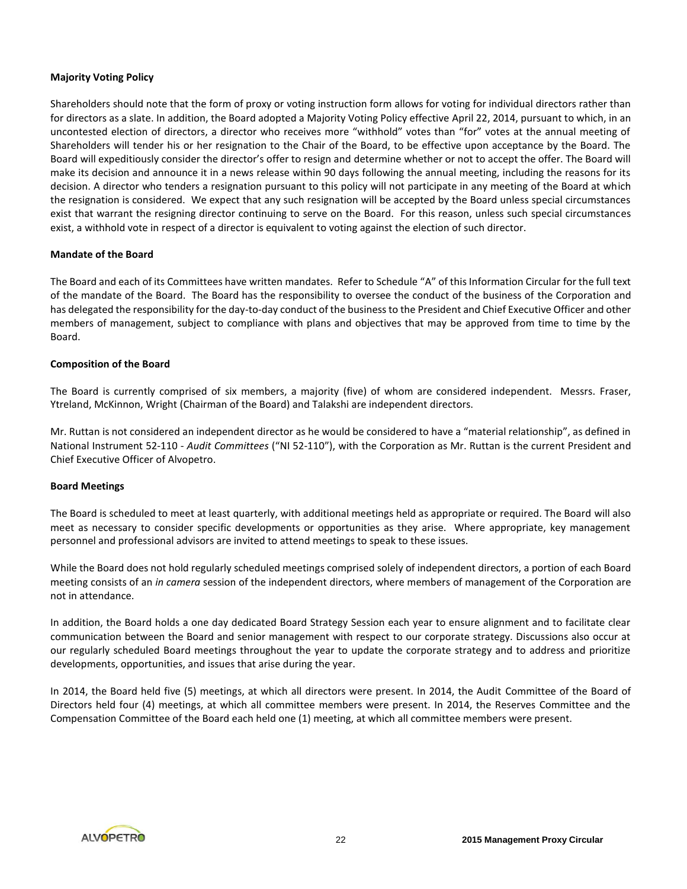**Majority Voting Policy**

Shareholders should note that the form of proxy or voting instruction form allows for voting for individual directors rather than for directors as a slate. In addition, the Board adopted a Majority Voting Policy effective April 22, 2014, pursuant to which, in an uncontested election of directors, a director who receives more "withhold" votes than "for" votes at the annual meeting of Shareholders will tender his or her resignation to the Chair of the Board, to be effective upon acceptance by the Board. The Board will expeditiously consider the director's offer to resign and determine whether or not to accept the offer. The Board will make its decision and announce it in a news release within 90 days following the annual meeting, including the reasons for its decision. A director who tenders a resignation pursuant to this policy will not participate in any meeting of the Board at which the resignation is considered. We expect that any such resignation will be accepted by the Board unless special circumstances exist that warrant the resigning director continuing to serve on the Board. For this reason, unless such special circumstances exist, a withhold vote in respect of a director is equivalent to voting against the election of such director.

**Mandate of the Board**

The Board and each of its Committees have written mandates. Refer to Schedule "A" of this Information Circular for the full text of the mandate of the Board. The Board has the responsibility to oversee the conduct of the business of the Corporation and has delegated the responsibility for the day-to-day conduct of the business to the President and Chief Executive Officer and other members of management, subject to compliance with plans and objectives that may be approved from time to time by the Board.

**Composition of the Board**

The Board is currently comprised of six members, a majority (five) of whom are considered independent. Messrs. Fraser, Ytreland, McKinnon, Wright (Chairman of the Board) and Talakshi are independent directors.

Mr. Ruttan is not considered an independent director as he would be considered to have a "material relationship", as defined in National Instrument 52-110 - *Audit Committees* ("NI 52-110"), with the Corporation as Mr. Ruttan is the current President and Chief Executive Officer of Alvopetro.

**Board Meetings**

The Board is scheduled to meet at least quarterly, with additional meetings held as appropriate or required. The Board will also meet as necessary to consider specific developments or opportunities as they arise. Where appropriate, key management personnel and professional advisors are invited to attend meetings to speak to these issues.

While the Board does not hold regularly scheduled meetings comprised solely of independent directors, a portion of each Board meeting consists of an *in camera* session of the independent directors, where members of management of the Corporation are not in attendance.

In addition, the Board holds a one day dedicated Board Strategy Session each year to ensure alignment and to facilitate clear communication between the Board and senior management with respect to our corporate strategy. Discussions also occur at our regularly scheduled Board meetings throughout the year to update the corporate strategy and to address and prioritize developments, opportunities, and issues that arise during the year.

In 2014, the Board held five (5) meetings, at which all directors were present. In 2014, the Audit Committee of the Board of Directors held four (4) meetings, at which all committee members were present. In 2014, the Reserves Committee and the Compensation Committee of the Board each held one (1) meeting, at which all committee members were present.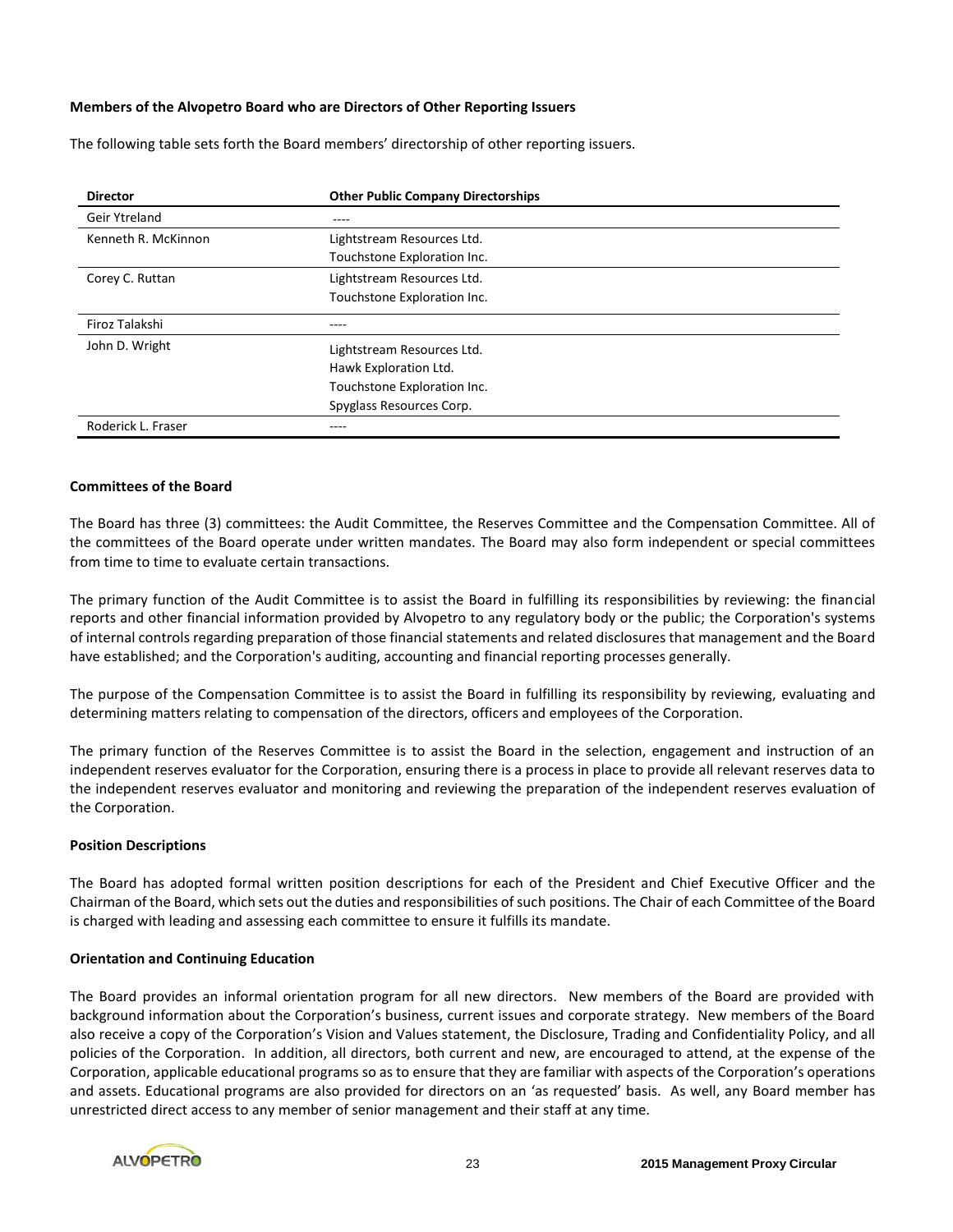**Members of the Alvopetro Board who are Directors of Other Reporting Issuers**

The following table sets forth the Board members' directorship of other reporting issuers.

| Director | Other Public Company Directorships |
|---|---|
| Geir Ytreland | ---- |
| Kenneth R. McKinnon | Lightstream Resources Ltd.<br>Touchstone Exploration Inc. |
| Corey C. Ruttan | Lightstream Resources Ltd.<br>Touchstone Exploration Inc. |
| Firoz Talakshi | ---- |
| John D. Wright | Lightstream Resources Ltd.<br>Hawk Exploration Ltd.<br>Touchstone Exploration Inc.<br>Spyglass Resources Corp. |
| Roderick L. Fraser | ---- |

**Committees of the Board**

The Board has three (3) committees: the Audit Committee, the Reserves Committee and the Compensation Committee. All of the committees of the Board operate under written mandates. The Board may also form independent or special committees from time to time to evaluate certain transactions.

The primary function of the Audit Committee is to assist the Board in fulfilling its responsibilities by reviewing: the financial reports and other financial information provided by Alvopetro to any regulatory body or the public; the Corporation's systems of internal controls regarding preparation of those financial statements and related disclosures that management and the Board have established; and the Corporation's auditing, accounting and financial reporting processes generally.

The purpose of the Compensation Committee is to assist the Board in fulfilling its responsibility by reviewing, evaluating and determining matters relating to compensation of the directors, officers and employees of the Corporation.

The primary function of the Reserves Committee is to assist the Board in the selection, engagement and instruction of an independent reserves evaluator for the Corporation, ensuring there is a process in place to provide all relevant reserves data to the independent reserves evaluator and monitoring and reviewing the preparation of the independent reserves evaluation of the Corporation.

**Position Descriptions**

The Board has adopted formal written position descriptions for each of the President and Chief Executive Officer and the Chairman of the Board, which sets out the duties and responsibilities of such positions. The Chair of each Committee of the Board is charged with leading and assessing each committee to ensure it fulfills its mandate.

**Orientation and Continuing Education**

The Board provides an informal orientation program for all new directors. New members of the Board are provided with background information about the Corporation's business, current issues and corporate strategy. New members of the Board also receive a copy of the Corporation's Vision and Values statement, the Disclosure, Trading and Confidentiality Policy, and all policies of the Corporation. In addition, all directors, both current and new, are encouraged to attend, at the expense of the Corporation, applicable educational programs so as to ensure that they are familiar with aspects of the Corporation's operations and assets. Educational programs are also provided for directors on an 'as requested' basis. As well, any Board member has unrestricted direct access to any member of senior management and their staff at any time.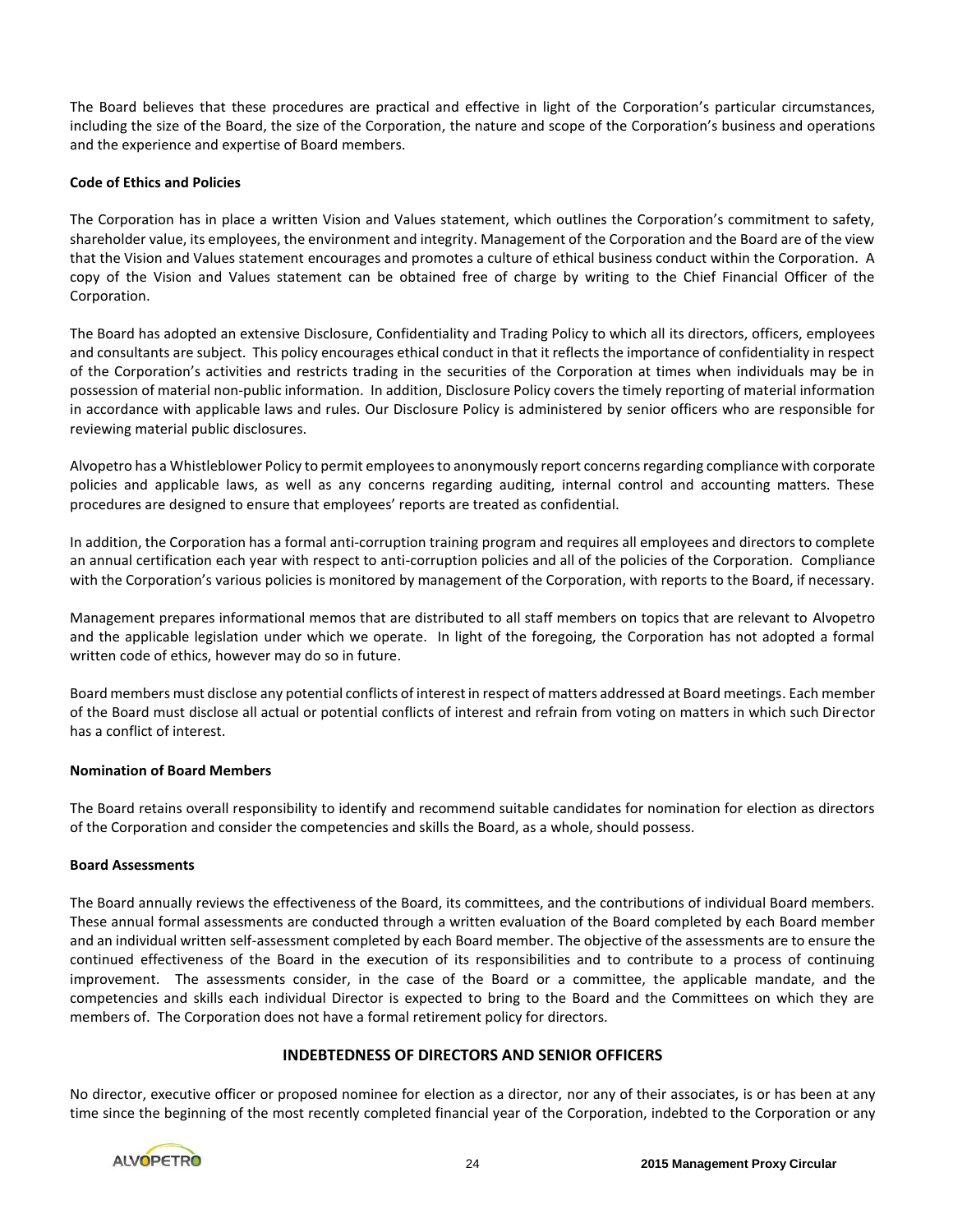The Board believes that these procedures are practical and effective in light of the Corporation's particular circumstances, including the size of the Board, the size of the Corporation, the nature and scope of the Corporation's business and operations and the experience and expertise of Board members.

**Code of Ethics and Policies**

The Corporation has in place a written Vision and Values statement, which outlines the Corporation's commitment to safety, shareholder value, its employees, the environment and integrity. Management of the Corporation and the Board are of the view that the Vision and Values statement encourages and promotes a culture of ethical business conduct within the Corporation. A copy of the Vision and Values statement can be obtained free of charge by writing to the Chief Financial Officer of the Corporation.

The Board has adopted an extensive Disclosure, Confidentiality and Trading Policy to which all its directors, officers, employees and consultants are subject. This policy encourages ethical conduct in that it reflects the importance of confidentiality in respect of the Corporation's activities and restricts trading in the securities of the Corporation at times when individuals may be in possession of material non-public information. In addition, Disclosure Policy covers the timely reporting of material information in accordance with applicable laws and rules. Our Disclosure Policy is administered by senior officers who are responsible for reviewing material public disclosures.

Alvopetro has a Whistleblower Policy to permit employees to anonymously report concerns regarding compliance with corporate policies and applicable laws, as well as any concerns regarding auditing, internal control and accounting matters. These procedures are designed to ensure that employees' reports are treated as confidential.

In addition, the Corporation has a formal anti-corruption training program and requires all employees and directors to complete an annual certification each year with respect to anti-corruption policies and all of the policies of the Corporation. Compliance with the Corporation's various policies is monitored by management of the Corporation, with reports to the Board, if necessary.

Management prepares informational memos that are distributed to all staff members on topics that are relevant to Alvopetro and the applicable legislation under which we operate. In light of the foregoing, the Corporation has not adopted a formal written code of ethics, however may do so in future.

Board members must disclose any potential conflicts of interest in respect of matters addressed at Board meetings. Each member of the Board must disclose all actual or potential conflicts of interest and refrain from voting on matters in which such Director has a conflict of interest.

**Nomination of Board Members**

The Board retains overall responsibility to identify and recommend suitable candidates for nomination for election as directors of the Corporation and consider the competencies and skills the Board, as a whole, should possess.

**Board Assessments**

The Board annually reviews the effectiveness of the Board, its committees, and the contributions of individual Board members. These annual formal assessments are conducted through a written evaluation of the Board completed by each Board member and an individual written self-assessment completed by each Board member. The objective of the assessments are to ensure the continued effectiveness of the Board in the execution of its responsibilities and to contribute to a process of continuing improvement. The assessments consider, in the case of the Board or a committee, the applicable mandate, and the competencies and skills each individual Director is expected to bring to the Board and the Committees on which they are members of. The Corporation does not have a formal retirement policy for directors.

## INDEBTEDNESS OF DIRECTORS AND SENIOR OFFICERS

No director, executive officer or proposed nominee for election as a director, nor any of their associates, is or has been at any time since the beginning of the most recently completed financial year of the Corporation, indebted to the Corporation or any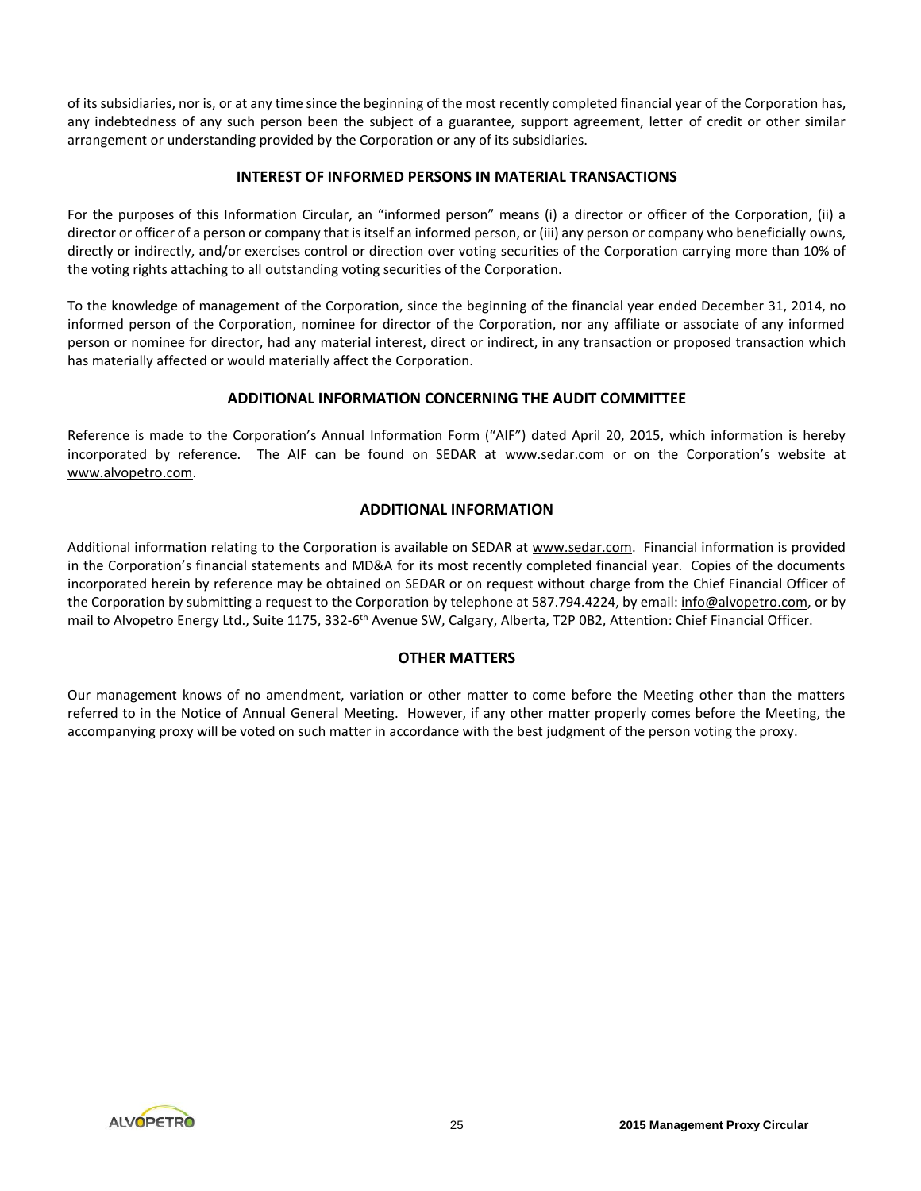of its subsidiaries, nor is, or at any time since the beginning of the most recently completed financial year of the Corporation has, any indebtedness of any such person been the subject of a guarantee, support agreement, letter of credit or other similar arrangement or understanding provided by the Corporation or any of its subsidiaries.

## INTEREST OF INFORMED PERSONS IN MATERIAL TRANSACTIONS

For the purposes of this Information Circular, an "informed person" means (i) a director or officer of the Corporation, (ii) a director or officer of a person or company that is itself an informed person, or (iii) any person or company who beneficially owns, directly or indirectly, and/or exercises control or direction over voting securities of the Corporation carrying more than 10% of the voting rights attaching to all outstanding voting securities of the Corporation.

To the knowledge of management of the Corporation, since the beginning of the financial year ended December 31, 2014, no informed person of the Corporation, nominee for director of the Corporation, nor any affiliate or associate of any informed person or nominee for director, had any material interest, direct or indirect, in any transaction or proposed transaction which has materially affected or would materially affect the Corporation.

## ADDITIONAL INFORMATION CONCERNING THE AUDIT COMMITTEE

Reference is made to the Corporation's Annual Information Form ("AIF") dated April 20, 2015, which information is hereby incorporated by reference. The AIF can be found on SEDAR at www.sedar.com or on the Corporation's website at www.alvopetro.com.

## ADDITIONAL INFORMATION

Additional information relating to the Corporation is available on SEDAR at www.sedar.com. Financial information is provided in the Corporation's financial statements and MD&A for its most recently completed financial year. Copies of the documents incorporated herein by reference may be obtained on SEDAR or on request without charge from the Chief Financial Officer of the Corporation by submitting a request to the Corporation by telephone at 587.794.4224, by email: info@alvopetro.com, or by mail to Alvopetro Energy Ltd., Suite 1175, 332-6th Avenue SW, Calgary, Alberta, T2P 0B2, Attention: Chief Financial Officer.

## OTHER MATTERS

Our management knows of no amendment, variation or other matter to come before the Meeting other than the matters referred to in the Notice of Annual General Meeting. However, if any other matter properly comes before the Meeting, the accompanying proxy will be voted on such matter in accordance with the best judgment of the person voting the proxy.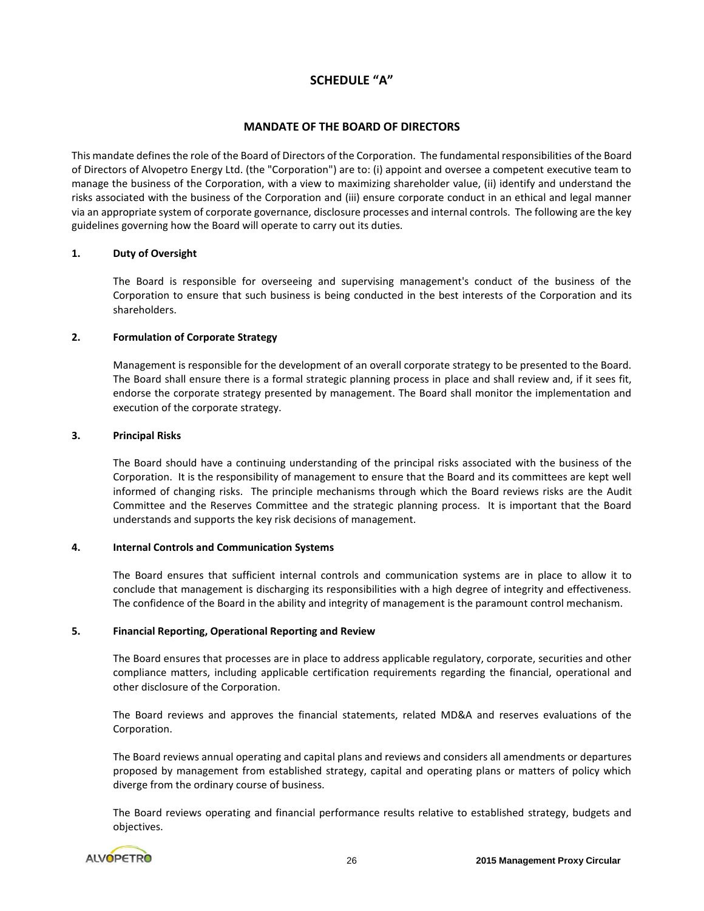# SCHEDULE "A"

## MANDATE OF THE BOARD OF DIRECTORS

This mandate defines the role of the Board of Directors of the Corporation. The fundamental responsibilities of the Board of Directors of Alvopetro Energy Ltd. (the "Corporation") are to: (i) appoint and oversee a competent executive team to manage the business of the Corporation, with a view to maximizing shareholder value, (ii) identify and understand the risks associated with the business of the Corporation and (iii) ensure corporate conduct in an ethical and legal manner via an appropriate system of corporate governance, disclosure processes and internal controls. The following are the key guidelines governing how the Board will operate to carry out its duties.

### 1. Duty of Oversight

The Board is responsible for overseeing and supervising management's conduct of the business of the Corporation to ensure that such business is being conducted in the best interests of the Corporation and its shareholders.

### 2. Formulation of Corporate Strategy

Management is responsible for the development of an overall corporate strategy to be presented to the Board. The Board shall ensure there is a formal strategic planning process in place and shall review and, if it sees fit, endorse the corporate strategy presented by management. The Board shall monitor the implementation and execution of the corporate strategy.

### 3. Principal Risks

The Board should have a continuing understanding of the principal risks associated with the business of the Corporation. It is the responsibility of management to ensure that the Board and its committees are kept well informed of changing risks. The principle mechanisms through which the Board reviews risks are the Audit Committee and the Reserves Committee and the strategic planning process. It is important that the Board understands and supports the key risk decisions of management.

### 4. Internal Controls and Communication Systems

The Board ensures that sufficient internal controls and communication systems are in place to allow it to conclude that management is discharging its responsibilities with a high degree of integrity and effectiveness. The confidence of the Board in the ability and integrity of management is the paramount control mechanism.

### 5. Financial Reporting, Operational Reporting and Review

The Board ensures that processes are in place to address applicable regulatory, corporate, securities and other compliance matters, including applicable certification requirements regarding the financial, operational and other disclosure of the Corporation.

The Board reviews and approves the financial statements, related MD&A and reserves evaluations of the Corporation.

The Board reviews annual operating and capital plans and reviews and considers all amendments or departures proposed by management from established strategy, capital and operating plans or matters of policy which diverge from the ordinary course of business.

The Board reviews operating and financial performance results relative to established strategy, budgets and objectives.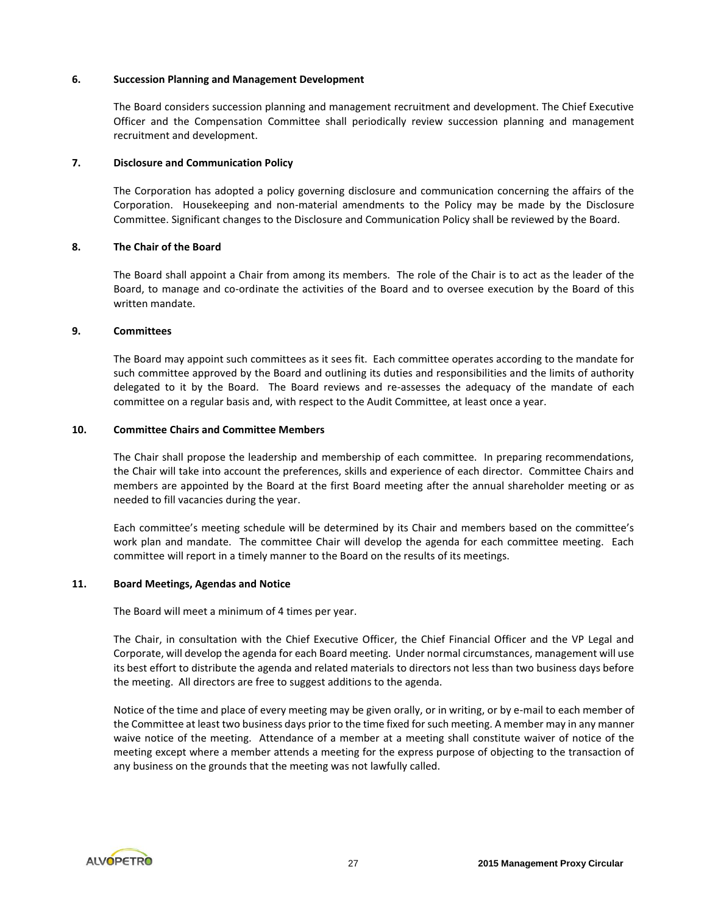**6. Succession Planning and Management Development**

The Board considers succession planning and management recruitment and development. The Chief Executive Officer and the Compensation Committee shall periodically review succession planning and management recruitment and development.

**7. Disclosure and Communication Policy**

The Corporation has adopted a policy governing disclosure and communication concerning the affairs of the Corporation. Housekeeping and non-material amendments to the Policy may be made by the Disclosure Committee. Significant changes to the Disclosure and Communication Policy shall be reviewed by the Board.

**8. The Chair of the Board**

The Board shall appoint a Chair from among its members. The role of the Chair is to act as the leader of the Board, to manage and co-ordinate the activities of the Board and to oversee execution by the Board of this written mandate.

**9. Committees**

The Board may appoint such committees as it sees fit. Each committee operates according to the mandate for such committee approved by the Board and outlining its duties and responsibilities and the limits of authority delegated to it by the Board. The Board reviews and re-assesses the adequacy of the mandate of each committee on a regular basis and, with respect to the Audit Committee, at least once a year.

**10. Committee Chairs and Committee Members**

The Chair shall propose the leadership and membership of each committee. In preparing recommendations, the Chair will take into account the preferences, skills and experience of each director. Committee Chairs and members are appointed by the Board at the first Board meeting after the annual shareholder meeting or as needed to fill vacancies during the year.

Each committee's meeting schedule will be determined by its Chair and members based on the committee's work plan and mandate. The committee Chair will develop the agenda for each committee meeting. Each committee will report in a timely manner to the Board on the results of its meetings.

**11. Board Meetings, Agendas and Notice**

The Board will meet a minimum of 4 times per year.

The Chair, in consultation with the Chief Executive Officer, the Chief Financial Officer and the VP Legal and Corporate, will develop the agenda for each Board meeting. Under normal circumstances, management will use its best effort to distribute the agenda and related materials to directors not less than two business days before the meeting. All directors are free to suggest additions to the agenda.

Notice of the time and place of every meeting may be given orally, or in writing, or by e-mail to each member of the Committee at least two business days prior to the time fixed for such meeting. A member may in any manner waive notice of the meeting. Attendance of a member at a meeting shall constitute waiver of notice of the meeting except where a member attends a meeting for the express purpose of objecting to the transaction of any business on the grounds that the meeting was not lawfully called.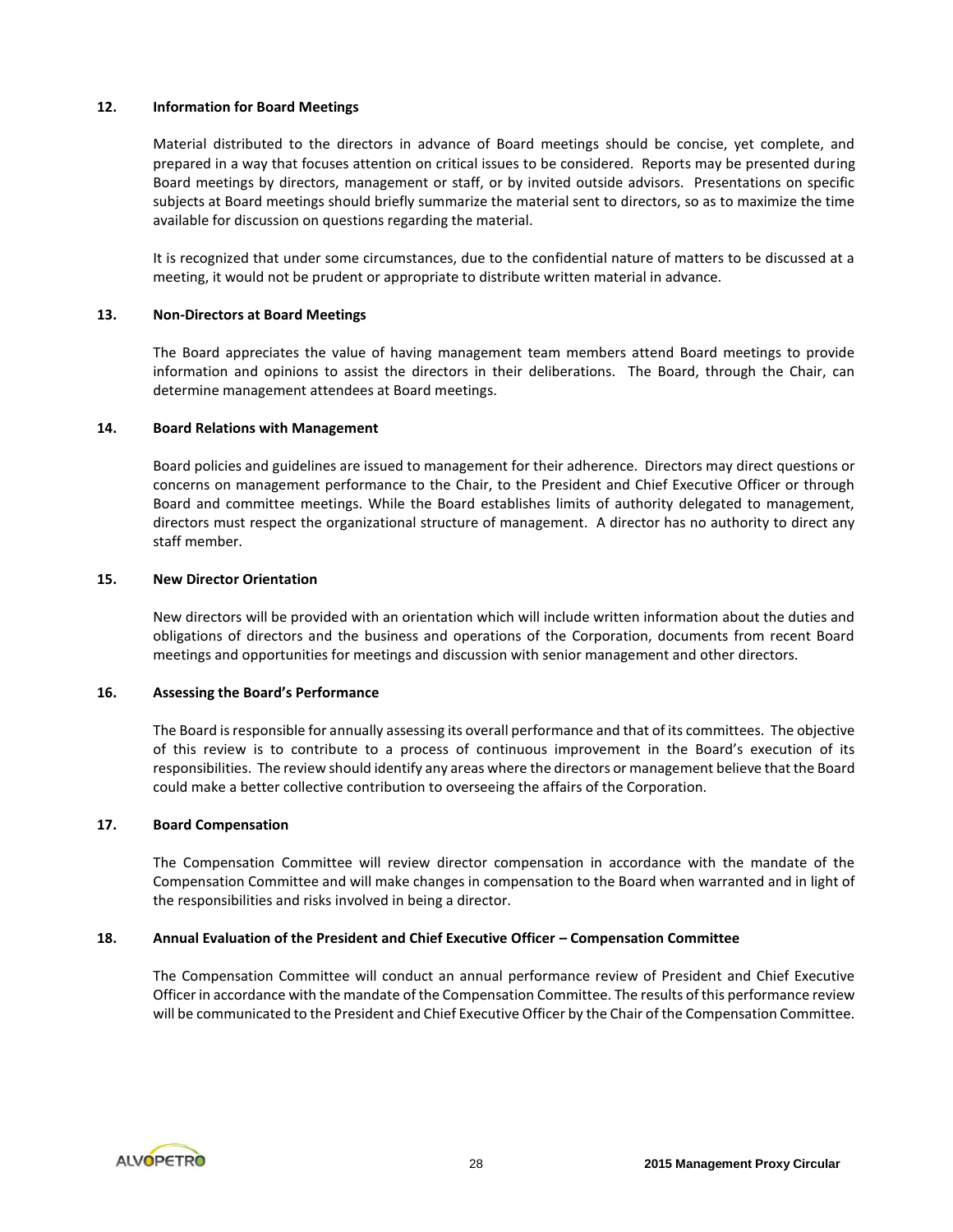**12. Information for Board Meetings**

Material distributed to the directors in advance of Board meetings should be concise, yet complete, and prepared in a way that focuses attention on critical issues to be considered. Reports may be presented during Board meetings by directors, management or staff, or by invited outside advisors. Presentations on specific subjects at Board meetings should briefly summarize the material sent to directors, so as to maximize the time available for discussion on questions regarding the material.

It is recognized that under some circumstances, due to the confidential nature of matters to be discussed at a meeting, it would not be prudent or appropriate to distribute written material in advance.

**13. Non-Directors at Board Meetings**

The Board appreciates the value of having management team members attend Board meetings to provide information and opinions to assist the directors in their deliberations. The Board, through the Chair, can determine management attendees at Board meetings.

**14. Board Relations with Management**

Board policies and guidelines are issued to management for their adherence. Directors may direct questions or concerns on management performance to the Chair, to the President and Chief Executive Officer or through Board and committee meetings. While the Board establishes limits of authority delegated to management, directors must respect the organizational structure of management. A director has no authority to direct any staff member.

**15. New Director Orientation**

New directors will be provided with an orientation which will include written information about the duties and obligations of directors and the business and operations of the Corporation, documents from recent Board meetings and opportunities for meetings and discussion with senior management and other directors.

**16. Assessing the Board's Performance**

The Board is responsible for annually assessing its overall performance and that of its committees. The objective of this review is to contribute to a process of continuous improvement in the Board's execution of its responsibilities. The review should identify any areas where the directors or management believe that the Board could make a better collective contribution to overseeing the affairs of the Corporation.

**17. Board Compensation**

The Compensation Committee will review director compensation in accordance with the mandate of the Compensation Committee and will make changes in compensation to the Board when warranted and in light of the responsibilities and risks involved in being a director.

**18. Annual Evaluation of the President and Chief Executive Officer – Compensation Committee**

The Compensation Committee will conduct an annual performance review of President and Chief Executive Officer in accordance with the mandate of the Compensation Committee. The results of this performance review will be communicated to the President and Chief Executive Officer by the Chair of the Compensation Committee.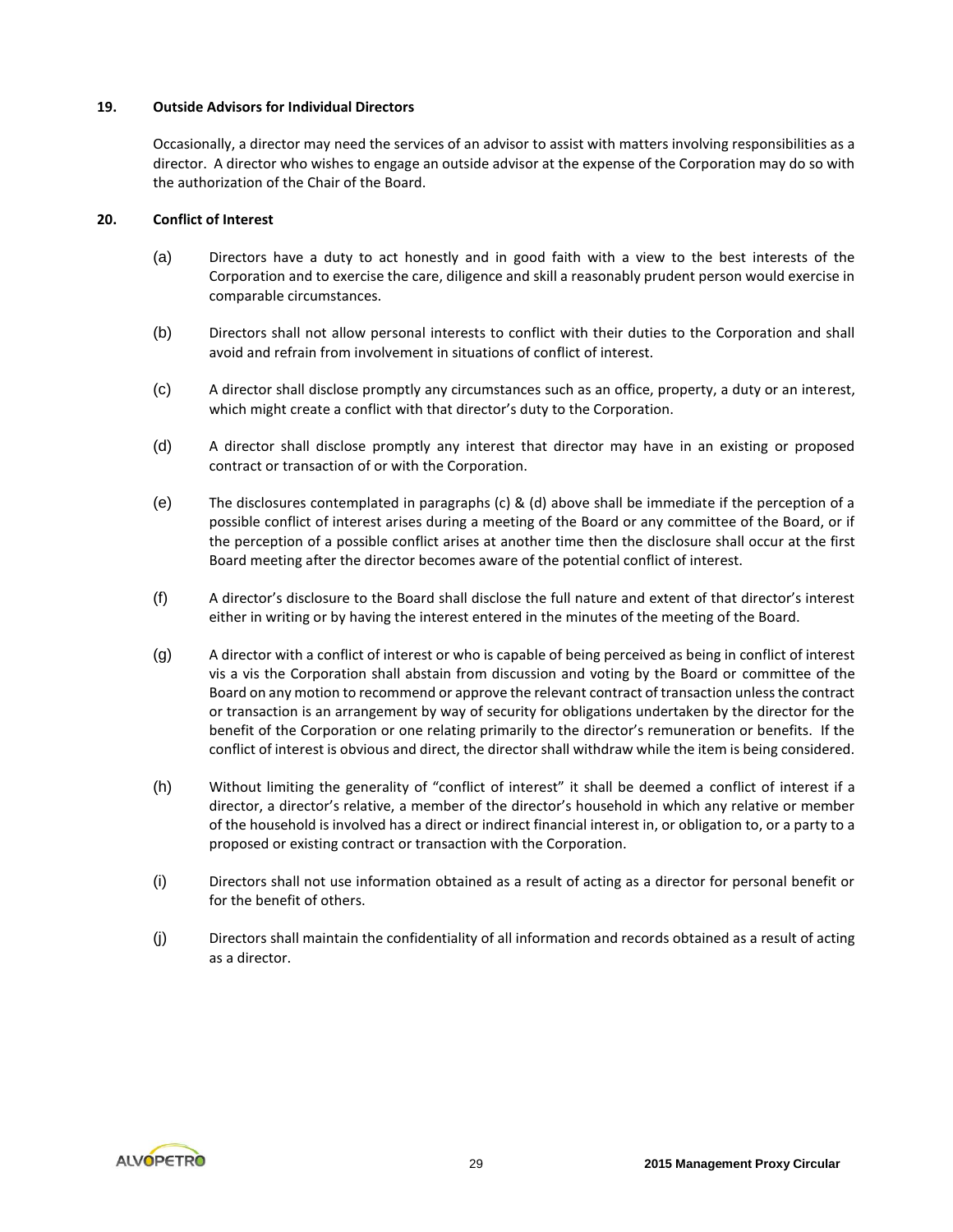**19. Outside Advisors for Individual Directors**

Occasionally, a director may need the services of an advisor to assist with matters involving responsibilities as a director. A director who wishes to engage an outside advisor at the expense of the Corporation may do so with the authorization of the Chair of the Board.

**20. Conflict of Interest**

(a) Directors have a duty to act honestly and in good faith with a view to the best interests of the Corporation and to exercise the care, diligence and skill a reasonably prudent person would exercise in comparable circumstances.

(b) Directors shall not allow personal interests to conflict with their duties to the Corporation and shall avoid and refrain from involvement in situations of conflict of interest.

(c) A director shall disclose promptly any circumstances such as an office, property, a duty or an interest, which might create a conflict with that director's duty to the Corporation.

(d) A director shall disclose promptly any interest that director may have in an existing or proposed contract or transaction of or with the Corporation.

(e) The disclosures contemplated in paragraphs (c) & (d) above shall be immediate if the perception of a possible conflict of interest arises during a meeting of the Board or any committee of the Board, or if the perception of a possible conflict arises at another time then the disclosure shall occur at the first Board meeting after the director becomes aware of the potential conflict of interest.

(f) A director's disclosure to the Board shall disclose the full nature and extent of that director's interest either in writing or by having the interest entered in the minutes of the meeting of the Board.

(g) A director with a conflict of interest or who is capable of being perceived as being in conflict of interest vis a vis the Corporation shall abstain from discussion and voting by the Board or committee of the Board on any motion to recommend or approve the relevant contract of transaction unless the contract or transaction is an arrangement by way of security for obligations undertaken by the director for the benefit of the Corporation or one relating primarily to the director's remuneration or benefits. If the conflict of interest is obvious and direct, the director shall withdraw while the item is being considered.

(h) Without limiting the generality of "conflict of interest" it shall be deemed a conflict of interest if a director, a director's relative, a member of the director's household in which any relative or member of the household is involved has a direct or indirect financial interest in, or obligation to, or a party to a proposed or existing contract or transaction with the Corporation.

(i) Directors shall not use information obtained as a result of acting as a director for personal benefit or for the benefit of others.

(j) Directors shall maintain the confidentiality of all information and records obtained as a result of acting as a director.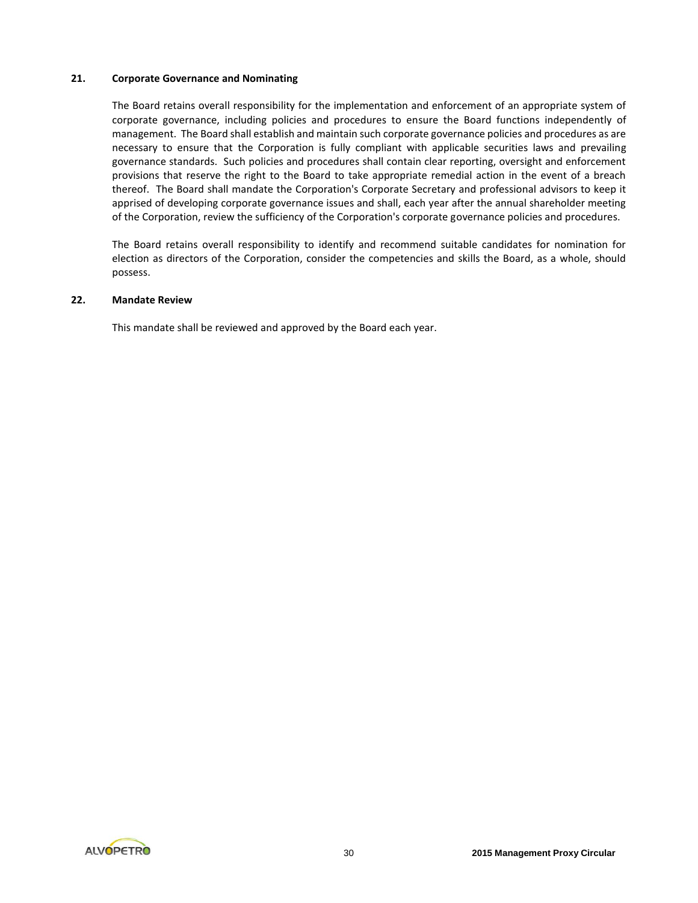**21. Corporate Governance and Nominating**

The Board retains overall responsibility for the implementation and enforcement of an appropriate system of corporate governance, including policies and procedures to ensure the Board functions independently of management. The Board shall establish and maintain such corporate governance policies and procedures as are necessary to ensure that the Corporation is fully compliant with applicable securities laws and prevailing governance standards. Such policies and procedures shall contain clear reporting, oversight and enforcement provisions that reserve the right to the Board to take appropriate remedial action in the event of a breach thereof. The Board shall mandate the Corporation's Corporate Secretary and professional advisors to keep it apprised of developing corporate governance issues and shall, each year after the annual shareholder meeting of the Corporation, review the sufficiency of the Corporation's corporate governance policies and procedures.

The Board retains overall responsibility to identify and recommend suitable candidates for nomination for election as directors of the Corporation, consider the competencies and skills the Board, as a whole, should possess.

**22. Mandate Review**

This mandate shall be reviewed and approved by the Board each year.